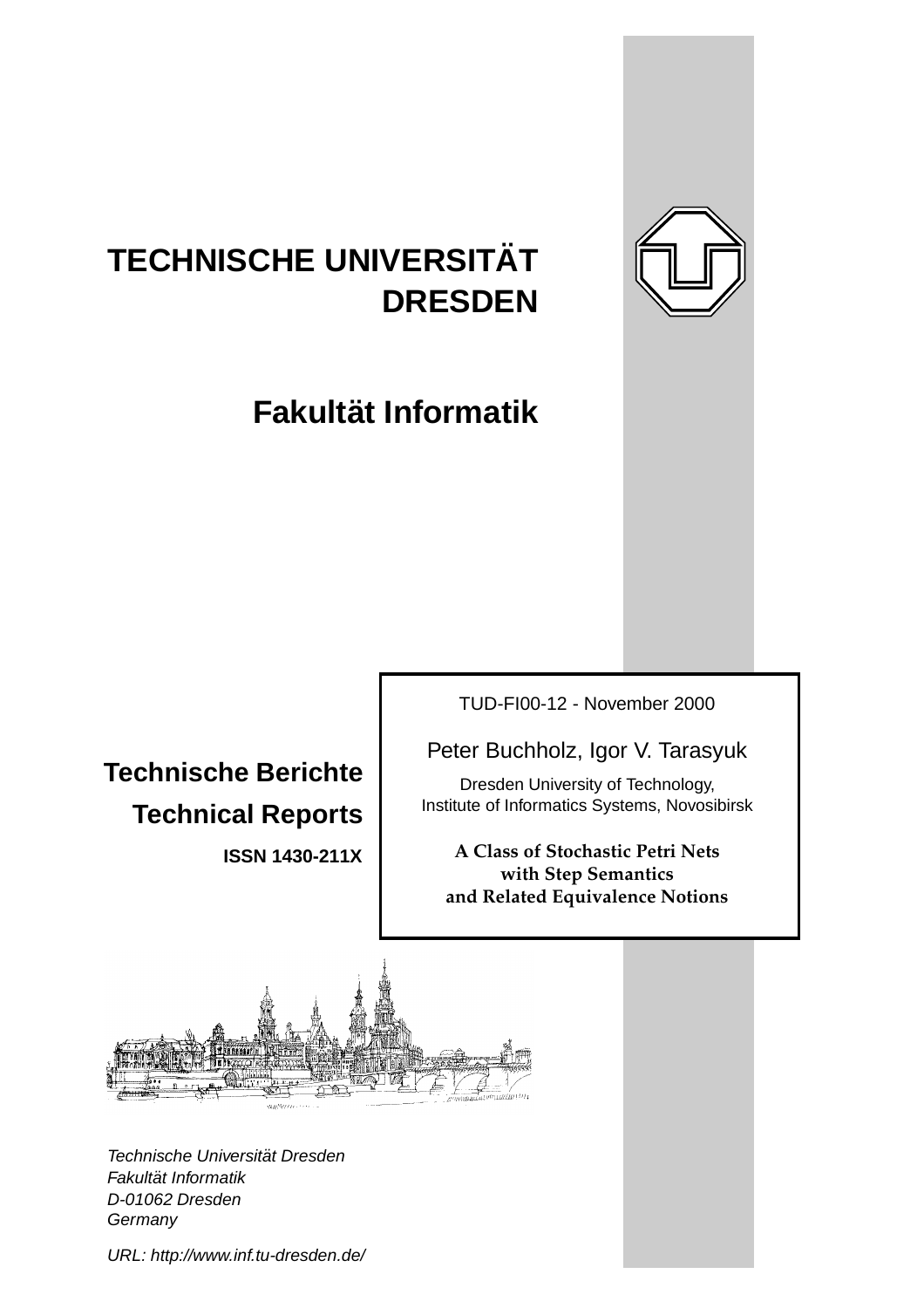# TECHNISCHE UNIVERSITÄT DRESDEN

## Fakultät Informatik

**Technische Berichte**

**Technical Reports**

**ISSN 1430-211X**

TUD-FI00-12 - November 2000

Peter Buchholz, Igor V. Tarasyuk

Dresden University of Technology,
Institute of Informatics Systems, Novosibirsk

**A Class of Stochastic Petri Nets with Step Semantics and Related Equivalence Notions**

*Technische Universität Dresden*
*Fakultät Informatik*
*D-01062 Dresden*
*Germany*

*URL: http://www.inf.tu-dresden.de/*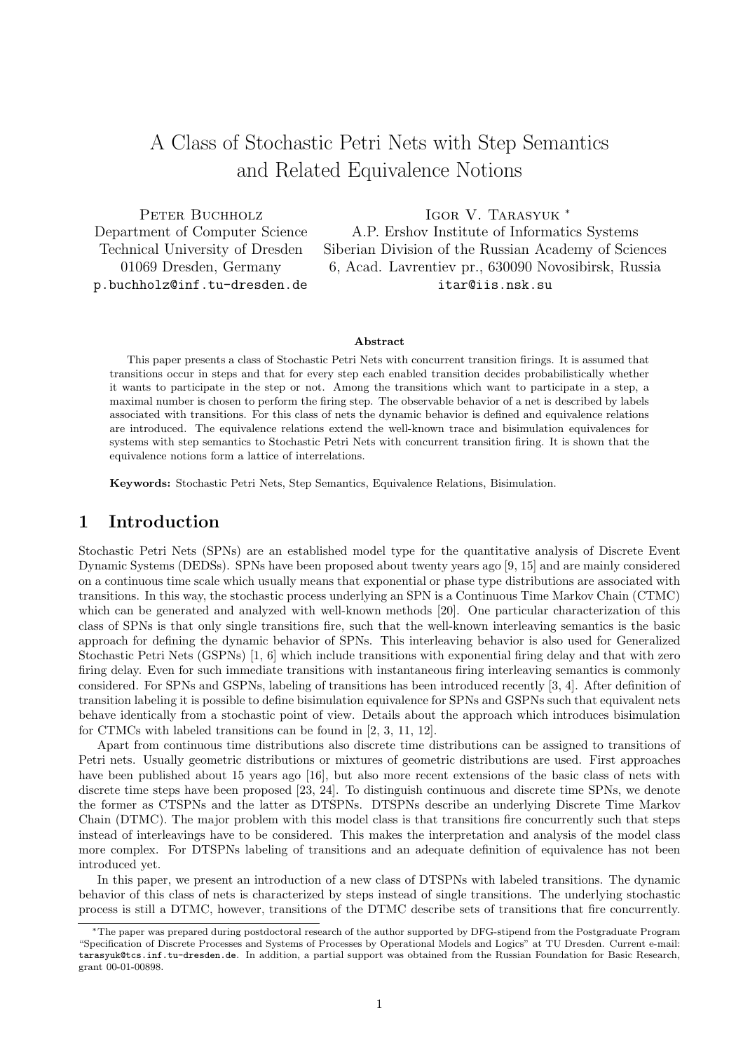# A Class of Stochastic Petri Nets with Step Semantics and Related Equivalence Notions

Peter Buchholz
Department of Computer Science
Technical University of Dresden
01069 Dresden, Germany
p.buchholz@inf.tu-dresden.de

Igor V. Tarasyuk *
A.P. Ershov Institute of Informatics Systems
Siberian Division of the Russian Academy of Sciences
6, Acad. Lavrentiev pr., 630090 Novosibirsk, Russia
itar@iis.nsk.su

### Abstract

This paper presents a class of Stochastic Petri Nets with concurrent transition firings. It is assumed that transitions occur in steps and that for every step each enabled transition decides probabilistically whether it wants to participate in the step or not. Among the transitions which want to participate in a step, a maximal number is chosen to perform the firing step. The observable behavior of a net is described by labels associated with transitions. For this class of nets the dynamic behavior is defined and equivalence relations are introduced. The equivalence relations extend the well-known trace and bisimulation equivalences for systems with step semantics to Stochastic Petri Nets with concurrent transition firing. It is shown that the equivalence notions form a lattice of interrelations.

**Keywords:** Stochastic Petri Nets, Step Semantics, Equivalence Relations, Bisimulation.

## 1 Introduction

Stochastic Petri Nets (SPNs) are an established model type for the quantitative analysis of Discrete Event Dynamic Systems (DEDSs). SPNs have been proposed about twenty years ago [9, 15] and are mainly considered on a continuous time scale which usually means that exponential or phase type distributions are associated with transitions. In this way, the stochastic process underlying an SPN is a Continuous Time Markov Chain (CTMC) which can be generated and analyzed with well-known methods [20]. One particular characterization of this class of SPNs is that only single transitions fire, such that the well-known interleaving semantics is the basic approach for defining the dynamic behavior of SPNs. This interleaving behavior is also used for Generalized Stochastic Petri Nets (GSPNs) [1, 6] which include transitions with exponential firing delay and that with zero firing delay. Even for such immediate transitions with instantaneous firing interleaving semantics is commonly considered. For SPNs and GSPNs, labeling of transitions has been introduced recently [3, 4]. After definition of transition labeling it is possible to define bisimulation equivalence for SPNs and GSPNs such that equivalent nets behave identically from a stochastic point of view. Details about the approach which introduces bisimulation for CTMCs with labeled transitions can be found in [2, 3, 11, 12].

Apart from continuous time distributions also discrete time distributions can be assigned to transitions of Petri nets. Usually geometric distributions or mixtures of geometric distributions are used. First approaches have been published about 15 years ago [16], but also more recent extensions of the basic class of nets with discrete time steps have been proposed [23, 24]. To distinguish continuous and discrete time SPNs, we denote the former as CTSPNs and the latter as DTSPNs. DTSPNs describe an underlying Discrete Time Markov Chain (DTMC). The major problem with this model class is that transitions fire concurrently such that steps instead of interleavings have to be considered. This makes the interpretation and analysis of the model class more complex. For DTSPNs labeling of transitions and an adequate definition of equivalence has not been introduced yet.

In this paper, we present an introduction of a new class of DTSPNs with labeled transitions. The dynamic behavior of this class of nets is characterized by steps instead of single transitions. The underlying stochastic process is still a DTMC, however, transitions of the DTMC describe sets of transitions that fire concurrently.

*The paper was prepared during postdoctoral research of the author supported by DFG-stipend from the Postgraduate Program "Specification of Discrete Processes and Systems of Processes by Operational Models and Logics" at TU Dresden. Current e-mail: tarasyuk@tcs.inf.tu-dresden.de. In addition, a partial support was obtained from the Russian Foundation for Basic Research, grant 00-01-00898.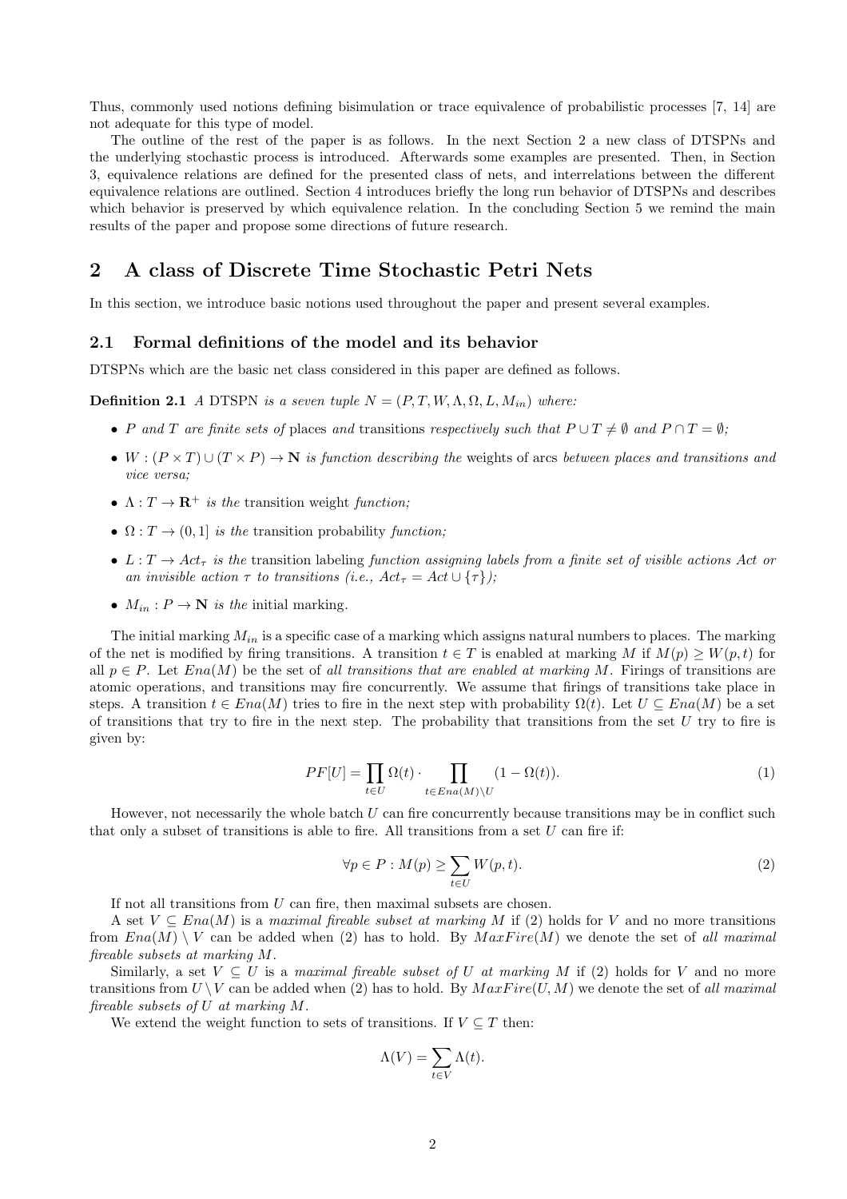Thus, commonly used notions defining bisimulation or trace equivalence of probabilistic processes [7, 14] are not adequate for this type of model.

The outline of the rest of the paper is as follows. In the next Section 2 a new class of DTSPNs and the underlying stochastic process is introduced. Afterwards some examples are presented. Then, in Section 3, equivalence relations are defined for the presented class of nets, and interrelations between the different equivalence relations are outlined. Section 4 introduces briefly the long run behavior of DTSPNs and describes which behavior is preserved by which equivalence relation. In the concluding Section 5 we remind the main results of the paper and propose some directions of future research.

## 2 A class of Discrete Time Stochastic Petri Nets

In this section, we introduce basic notions used throughout the paper and present several examples.

### 2.1 Formal definitions of the model and its behavior

DTSPNs which are the basic net class considered in this paper are defined as follows.

**Definition 2.1** *A* DTSPN *is a seven tuple* $N = (P, T, W, \Lambda, \Omega, L, M_{in})$ *where:*

- $P$ *and* $T$ *are finite sets of* places *and* transitions *respectively such that* $P \cup T \neq \emptyset$ *and* $P \cap T = \emptyset$*;*
- $W : (P \times T) \cup (T \times P) \to \mathbf{N}$ *is function describing the* weights of arcs *between places and transitions and vice versa;*
- $\Lambda : T \to \mathbf{R}^+$ *is the* transition weight *function;*
- $\Omega : T \to (0, 1]$ *is the* transition probability *function;*
- $L : T \to Act_\tau$ *is the* transition labeling *function assigning labels from a finite set of visible actions Act or an invisible action* $\tau$ *to transitions (i.e.,* $Act_\tau = Act \cup \{\tau\}$*);*
- $M_{in} : P \to \mathbf{N}$ *is the* initial marking.

The initial marking $M_{in}$ is a specific case of a marking which assigns natural numbers to places. The marking of the net is modified by firing transitions. A transition $t \in T$ is enabled at marking $M$ if $M(p) \geq W(p, t)$ for all $p \in P$. Let $Ena(M)$ be the set of *all transitions that are enabled at marking* $M$. Firings of transitions are atomic operations, and transitions may fire concurrently. We assume that firings of transitions take place in steps. A transition $t \in Ena(M)$ tries to fire in the next step with probability $\Omega(t)$. Let $U \subseteq Ena(M)$ be a set of transitions that try to fire in the next step. The probability that transitions from the set $U$ try to fire is given by:

$$PF[U] = \prod_{t \in U} \Omega(t) \cdot \prod_{t \in Ena(M) \setminus U} (1 - \Omega(t)). \tag{1}$$

However, not necessarily the whole batch $U$ can fire concurrently because transitions may be in conflict such that only a subset of transitions is able to fire. All transitions from a set $U$ can fire if:

$$\forall p \in P : M(p) \geq \sum_{t \in U} W(p, t). \tag{2}$$

If not all transitions from $U$ can fire, then maximal subsets are chosen.

A set $V \subseteq Ena(M)$ is a *maximal fireable subset at marking* $M$ if (2) holds for $V$ and no more transitions from $Ena(M) \setminus V$ can be added when (2) has to hold. By $MaxFire(M)$ we denote the set of *all maximal fireable subsets at marking* $M$.

Similarly, a set $V \subseteq U$ is a *maximal fireable subset of* $U$ *at marking* $M$ if (2) holds for $V$ and no more transitions from $U \setminus V$ can be added when (2) has to hold. By $MaxFire(U, M)$ we denote the set of *all maximal fireable subsets of* $U$ *at marking* $M$.

We extend the weight function to sets of transitions. If $V \subseteq T$ then:

$$\Lambda(V) = \sum_{t \in V} \Lambda(t).$$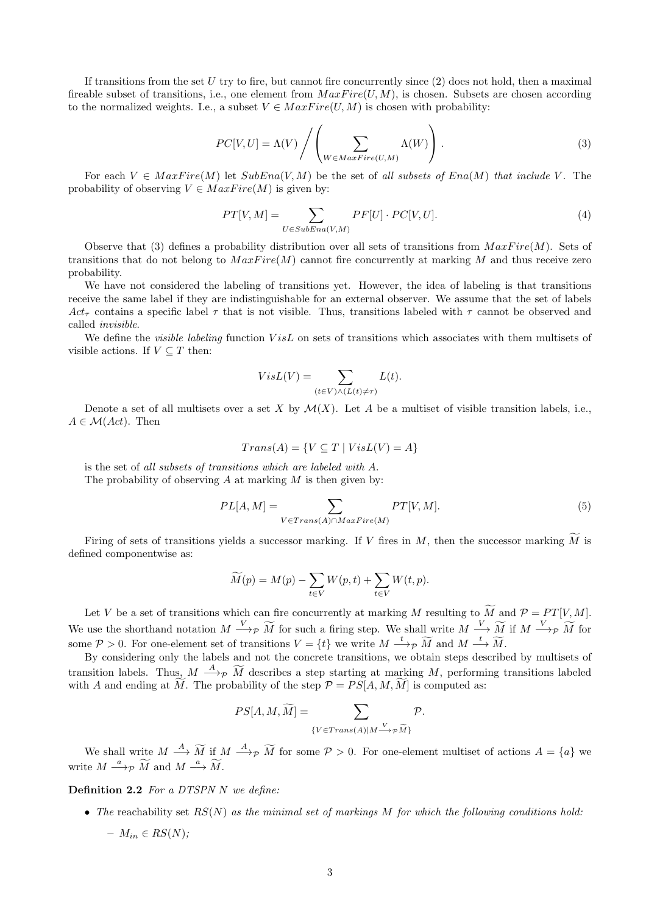If transitions from the set $U$ try to fire, but cannot fire concurrently since (2) does not hold, then a maximal fireable subset of transitions, i.e., one element from $MaxFire(U, M)$, is chosen. Subsets are chosen according to the normalized weights. I.e., a subset $V \in MaxFire(U, M)$ is chosen with probability:

$$PC[V, U] = \Lambda(V) \Bigg/ \left( \sum_{W \in MaxFire(U,M)} \Lambda(W) \right). \tag{3}$$

For each $V \in MaxFire(M)$ let $SubEna(V, M)$ be the set of *all subsets of* $Ena(M)$ *that include* $V$. The probability of observing $V \in MaxFire(M)$ is given by:

$$PT[V, M] = \sum_{U \in SubEna(V,M)} PF[U] \cdot PC[V, U]. \tag{4}$$

Observe that (3) defines a probability distribution over all sets of transitions from $MaxFire(M)$. Sets of transitions that do not belong to $MaxFire(M)$ cannot fire concurrently at marking $M$ and thus receive zero probability.

We have not considered the labeling of transitions yet. However, the idea of labeling is that transitions receive the same label if they are indistinguishable for an external observer. We assume that the set of labels $Act_\tau$ contains a specific label $\tau$ that is not visible. Thus, transitions labeled with $\tau$ cannot be observed and called *invisible*.

We define the *visible labeling* function $VisL$ on sets of transitions which associates with them multisets of visible actions. If $V \subseteq T$ then:

$$VisL(V) = \sum_{(t \in V) \wedge (L(t) \neq \tau)} L(t).$$

Denote a set of all multisets over a set $X$ by $\mathcal{M}(X)$. Let $A$ be a multiset of visible transition labels, i.e., $A \in \mathcal{M}(Act)$. Then

$$Trans(A) = \{V \subseteq T \mid VisL(V) = A\}$$

is the set of *all subsets of transitions which are labeled with* $A$.

The probability of observing $A$ at marking $M$ is then given by:

$$PL[A, M] = \sum_{V \in Trans(A) \cap MaxFire(M)} PT[V, M]. \tag{5}$$

Firing of sets of transitions yields a successor marking. If $V$ fires in $M$, then the successor marking $\widetilde{M}$ is defined componentwise as:

$$\widetilde{M}(p) = M(p) - \sum_{t \in V} W(p, t) + \sum_{t \in V} W(t, p).$$

Let $V$ be a set of transitions which can fire concurrently at marking $M$ resulting to $\widetilde{M}$ and $\mathcal{P} = PT[V, M]$. We use the shorthand notation $M \xrightarrow{V}_{\mathcal{P}} \widetilde{M}$ for such a firing step. We shall write $M \xrightarrow{V} \widetilde{M}$ if $M \xrightarrow{V}_{\mathcal{P}} \widetilde{M}$ for some $\mathcal{P} > 0$. For one-element set of transitions $V = \{t\}$ we write $M \xrightarrow{t}_{\mathcal{P}} \widetilde{M}$ and $M \xrightarrow{t} \widetilde{M}$.

By considering only the labels and not the concrete transitions, we obtain steps described by multisets of transition labels. Thus, $M \xrightarrow{A}_{\mathcal{P}} \widetilde{M}$ describes a step starting at marking $M$, performing transitions labeled with $A$ and ending at $\widetilde{M}$. The probability of the step $\mathcal{P} = PS[A, M, \widetilde{M}]$ is computed as:

$$PS[A, M, \widetilde{M}] = \sum_{\{V \in Trans(A) \mid M \xrightarrow{V}_{\mathcal{P}} \widetilde{M}\}} \mathcal{P}.$$

We shall write $M \xrightarrow{A} \widetilde{M}$ if $M \xrightarrow{A}_{\mathcal{P}} \widetilde{M}$ for some $\mathcal{P} > 0$. For one-element multiset of actions $A = \{a\}$ we write $M \xrightarrow{a}_{\mathcal{P}} \widetilde{M}$ and $M \xrightarrow{a} \widetilde{M}$.

**Definition 2.2** *For a DTSPN $N$ we define:*

- *The* reachability set $RS(N)$ *as the minimal set of markings $M$ for which the following conditions hold:*
  - $M_{in} \in RS(N)$;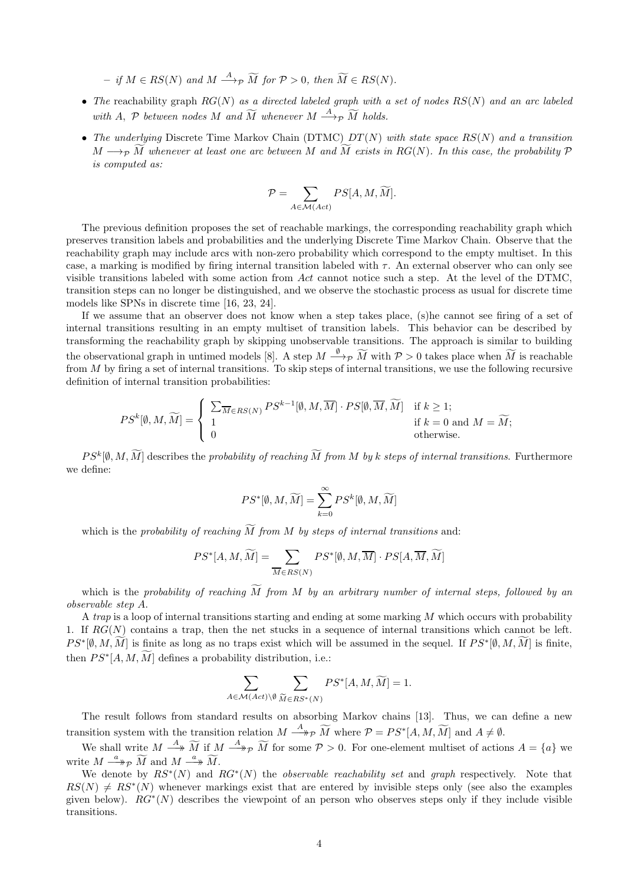– *if* $M \in RS(N)$ *and* $M \xrightarrow{A}_{\mathcal{P}} \widetilde{M}$ *for* $\mathcal{P} > 0$*, then* $\widetilde{M} \in RS(N)$*.*

- *The* reachability graph $RG(N)$ *as a directed labeled graph with a set of nodes* $RS(N)$ *and an arc labeled with* $A$*,* $\mathcal{P}$ *between nodes* $M$ *and* $\widetilde{M}$ *whenever* $M \xrightarrow{A}_{\mathcal{P}} \widetilde{M}$ *holds.*
- *The underlying* Discrete Time Markov Chain (DTMC) $DT(N)$ *with state space* $RS(N)$ *and a transition* $M \longrightarrow_{\mathcal{P}} \widetilde{M}$ *whenever at least one arc between* $M$ *and* $\widetilde{M}$ *exists in* $RG(N)$*. In this case, the probability* $\mathcal{P}$ *is computed as:*

$$\mathcal{P} = \sum_{A \in \mathcal{M}(Act)} PS[A, M, \widetilde{M}].$$

The previous definition proposes the set of reachable markings, the corresponding reachability graph which preserves transition labels and probabilities and the underlying Discrete Time Markov Chain. Observe that the reachability graph may include arcs with non-zero probability which correspond to the empty multiset. In this case, a marking is modified by firing internal transition labeled with $\tau$. An external observer who can only see visible transitions labeled with some action from $Act$ cannot notice such a step. At the level of the DTMC, transition steps can no longer be distinguished, and we observe the stochastic process as usual for discrete time models like SPNs in discrete time [16, 23, 24].

If we assume that an observer does not know when a step takes place, (s)he cannot see firing of a set of internal transitions resulting in an empty multiset of transition labels. This behavior can be described by transforming the reachability graph by skipping unobservable transitions. The approach is similar to building the observational graph in untimed models [8]. A step $M \xrightarrow{\emptyset}_{\mathcal{P}} \widetilde{M}$ with $\mathcal{P} > 0$ takes place when $\widetilde{M}$ is reachable from $M$ by firing a set of internal transitions. To skip steps of internal transitions, we use the following recursive definition of internal transition probabilities:

$$PS^k[\emptyset, M, \widetilde{M}] = \begin{cases} \sum_{\overline{M} \in RS(N)} PS^{k-1}[\emptyset, M, \overline{M}] \cdot PS[\emptyset, \overline{M}, \widetilde{M}] & \text{if } k \geq 1; \\ 1 & \text{if } k = 0 \text{ and } M = \widetilde{M}; \\ 0 & \text{otherwise.} \end{cases}$$

$PS^k[\emptyset, M, \widetilde{M}]$ describes the *probability of reaching* $\widetilde{M}$ *from* $M$ *by* $k$ *steps of internal transitions*. Furthermore we define:

$$PS^*[\emptyset, M, \widetilde{M}] = \sum_{k=0}^{\infty} PS^k[\emptyset, M, \widetilde{M}]$$

which is the *probability of reaching* $\widetilde{M}$ *from* $M$ *by steps of internal transitions* and:

$$PS^*[A, M, \widetilde{M}] = \sum_{\overline{M} \in RS(N)} PS^*[\emptyset, M, \overline{M}] \cdot PS[A, \overline{M}, \widetilde{M}]$$

which is the *probability of reaching* $\widetilde{M}$ *from* $M$ *by an arbitrary number of internal steps, followed by an observable step* $A$.

A *trap* is a loop of internal transitions starting and ending at some marking $M$ which occurs with probability 1. If $RG(N)$ contains a trap, then the net stucks in a sequence of internal transitions which cannot be left. $PS^*[\emptyset, M, \widetilde{M}]$ is finite as long as no traps exist which will be assumed in the sequel. If $PS^*[\emptyset, M, \widetilde{M}]$ is finite, then $PS^*[A, M, \widetilde{M}]$ defines a probability distribution, i.e.:

$$\sum_{A \in \mathcal{M}(Act) \setminus \emptyset} \sum_{\widetilde{M} \in RS^*(N)} PS^*[A, M, \widetilde{M}] = 1.$$

The result follows from standard results on absorbing Markov chains [13]. Thus, we can define a new transition system with the transition relation $M \overset{A}{\twoheadrightarrow}_{\mathcal{P}} \widetilde{M}$ where $\mathcal{P} = PS^*[A, M, \widetilde{M}]$ and $A \neq \emptyset$.

We shall write $M \overset{A}{\twoheadrightarrow} \widetilde{M}$ if $M \overset{A}{\twoheadrightarrow}_{\mathcal{P}} \widetilde{M}$ for some $\mathcal{P} > 0$. For one-element multiset of actions $A = \{a\}$ we write $M \overset{a}{\twoheadrightarrow}_{\mathcal{P}} \widetilde{M}$ and $M \overset{a}{\twoheadrightarrow} \widetilde{M}$.

We denote by $RS^*(N)$ and $RG^*(N)$ the *observable reachability set* and *graph* respectively. Note that $RS(N) \neq RS^*(N)$ whenever markings exist that are entered by invisible steps only (see also the examples given below). $RG^*(N)$ describes the viewpoint of an person who observes steps only if they include visible transitions.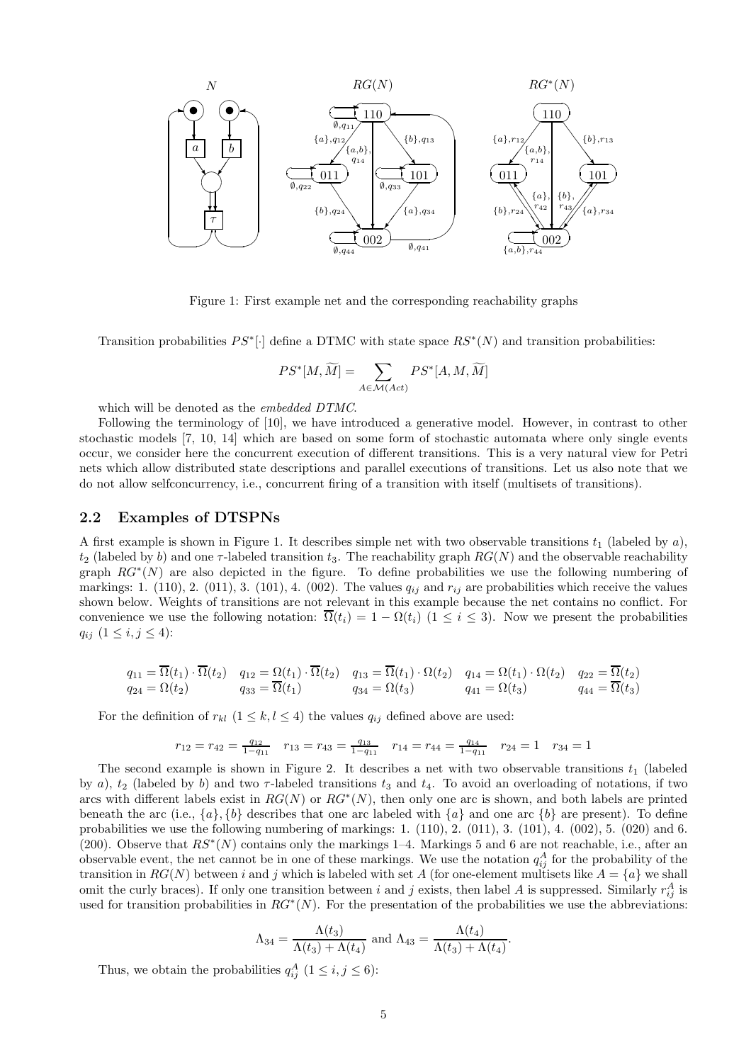Figure 1: First example net and the corresponding reachability graphs

Transition probabilities $PS^*[\cdot]$ define a DTMC with state space $RS^*(N)$ and transition probabilities:

$$PS^*[M, \widetilde{M}] = \sum_{A \in \mathcal{M}(Act)} PS^*[A, M, \widetilde{M}]$$

which will be denoted as the *embedded DTMC*.

Following the terminology of [10], we have introduced a generative model. However, in contrast to other stochastic models [7, 10, 14] which are based on some form of stochastic automata where only single events occur, we consider here the concurrent execution of different transitions. This is a very natural view for Petri nets which allow distributed state descriptions and parallel executions of transitions. Let us also note that we do not allow selfconcurrency, i.e., concurrent firing of a transition with itself (multisets of transitions).

## 2.2 Examples of DTSPNs

A first example is shown in Figure 1. It describes simple net with two observable transitions $t_1$ (labeled by $a$), $t_2$ (labeled by $b$) and one $\tau$-labeled transition $t_3$. The reachability graph $RG(N)$ and the observable reachability graph $RG^*(N)$ are also depicted in the figure. To define probabilities we use the following numbering of markings: 1. (110), 2. (011), 3. (101), 4. (002). The values $q_{ij}$ and $r_{ij}$ are probabilities which receive the values shown below. Weights of transitions are not relevant in this example because the net contains no conflict. For convenience we use the following notation: $\overline{\Omega}(t_i) = 1 - \Omega(t_i)$ $(1 \leq i \leq 3)$. Now we present the probabilities $q_{ij}$ $(1 \leq i, j \leq 4)$:

$$\begin{array}{lllll} q_{11} = \overline{\Omega}(t_1) \cdot \overline{\Omega}(t_2) & q_{12} = \Omega(t_1) \cdot \overline{\Omega}(t_2) & q_{13} = \overline{\Omega}(t_1) \cdot \Omega(t_2) & q_{14} = \Omega(t_1) \cdot \Omega(t_2) & q_{22} = \overline{\Omega}(t_2) \\ q_{24} = \Omega(t_2) & q_{33} = \overline{\Omega}(t_1) & q_{34} = \Omega(t_3) & q_{41} = \Omega(t_3) & q_{44} = \overline{\Omega}(t_3) \end{array}$$

For the definition of $r_{kl}$ $(1 \leq k, l \leq 4)$ the values $q_{ij}$ defined above are used:

$$r_{12} = r_{42} = \tfrac{q_{12}}{1-q_{11}} \quad r_{13} = r_{43} = \tfrac{q_{13}}{1-q_{11}} \quad r_{14} = r_{44} = \tfrac{q_{14}}{1-q_{11}} \quad r_{24} = 1 \quad r_{34} = 1$$

The second example is shown in Figure 2. It describes a net with two observable transitions $t_1$ (labeled by $a$), $t_2$ (labeled by $b$) and two $\tau$-labeled transitions $t_3$ and $t_4$. To avoid an overloading of notations, if two arcs with different labels exist in $RG(N)$ or $RG^*(N)$, then only one arc is shown, and both labels are printed beneath the arc (i.e., $\{a\}, \{b\}$ describes that one arc labeled with $\{a\}$ and one arc $\{b\}$ are present). To define probabilities we use the following numbering of markings: 1. (110), 2. (011), 3. (101), 4. (002), 5. (020) and 6. (200). Observe that $RS^*(N)$ contains only the markings 1–4. Markings 5 and 6 are not reachable, i.e., after an observable event, the net cannot be in one of these markings. We use the notation $q_{ij}^A$ for the probability of the transition in $RG(N)$ between $i$ and $j$ which is labeled with set $A$ (for one-element multisets like $A = \{a\}$ we shall omit the curly braces). If only one transition between $i$ and $j$ exists, then label $A$ is suppressed. Similarly $r_{ij}^A$ is used for transition probabilities in $RG^*(N)$. For the presentation of the probabilities we use the abbreviations:

$$\Lambda_{34} = \frac{\Lambda(t_3)}{\Lambda(t_3) + \Lambda(t_4)} \text{ and } \Lambda_{43} = \frac{\Lambda(t_4)}{\Lambda(t_3) + \Lambda(t_4)}.$$

Thus, we obtain the probabilities $q_{ij}^A$ $(1 \leq i, j \leq 6)$: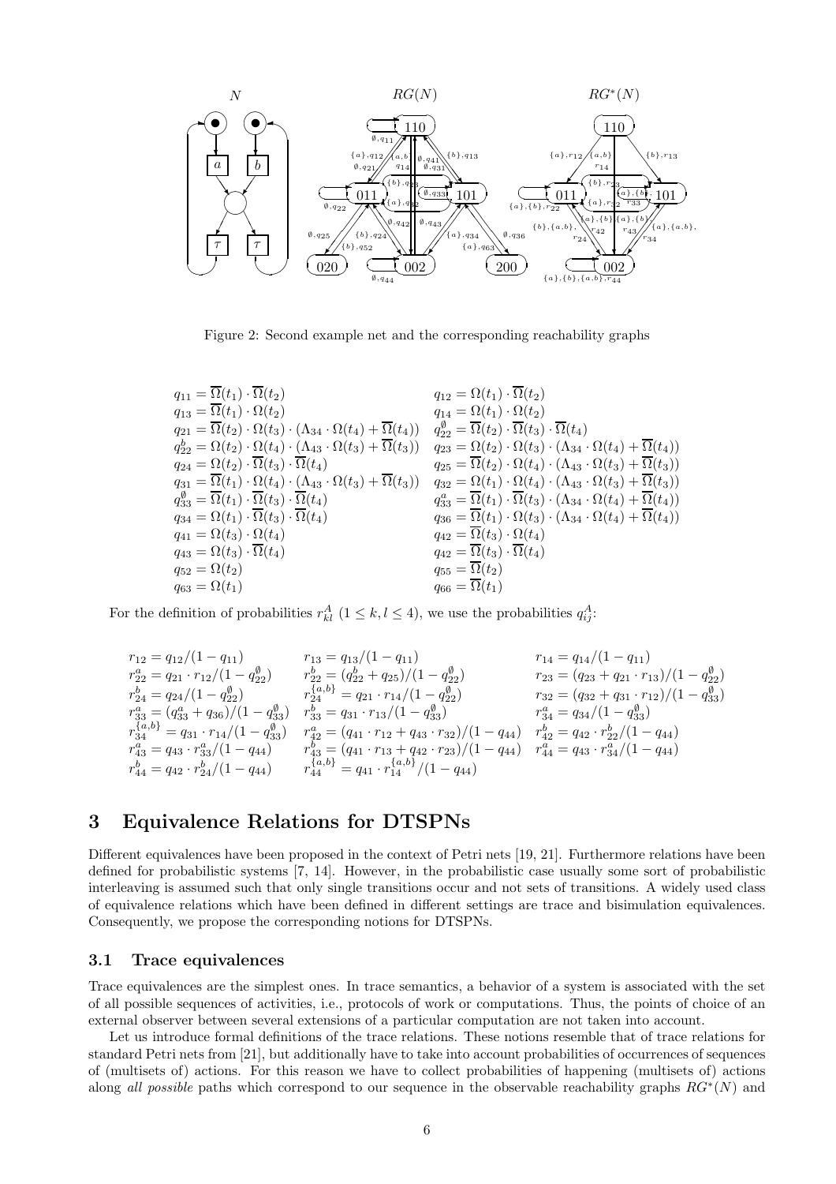Figure 2: Second example net and the corresponding reachability graphs

$$
\begin{array}{ll}
q_{11} = \overline{\Omega}(t_1) \cdot \overline{\Omega}(t_2) & q_{12} = \Omega(t_1) \cdot \overline{\Omega}(t_2) \\
q_{13} = \overline{\Omega}(t_1) \cdot \Omega(t_2) & q_{14} = \Omega(t_1) \cdot \Omega(t_2) \\
q_{21} = \overline{\Omega}(t_2) \cdot \Omega(t_3) \cdot (\Lambda_{34} \cdot \Omega(t_4) + \overline{\Omega}(t_4)) & q_{22}^{\emptyset} = \overline{\Omega}(t_2) \cdot \overline{\Omega}(t_3) \cdot \overline{\Omega}(t_4) \\
q_{22}^{b} = \Omega(t_2) \cdot \Omega(t_4) \cdot (\Lambda_{43} \cdot \Omega(t_3) + \overline{\Omega}(t_3)) & q_{23} = \Omega(t_2) \cdot \Omega(t_3) \cdot (\Lambda_{34} \cdot \Omega(t_4) + \overline{\Omega}(t_4)) \\
q_{24} = \Omega(t_2) \cdot \overline{\Omega}(t_3) \cdot \overline{\Omega}(t_4) & q_{25} = \overline{\Omega}(t_2) \cdot \Omega(t_4) \cdot (\Lambda_{43} \cdot \Omega(t_3) + \overline{\Omega}(t_3)) \\
q_{31} = \overline{\Omega}(t_1) \cdot \Omega(t_4) \cdot (\Lambda_{43} \cdot \Omega(t_3) + \overline{\Omega}(t_3)) & q_{32} = \Omega(t_1) \cdot \Omega(t_4) \cdot (\Lambda_{43} \cdot \Omega(t_3) + \overline{\Omega}(t_3)) \\
q_{33}^{\emptyset} = \overline{\Omega}(t_1) \cdot \overline{\Omega}(t_3) \cdot \overline{\Omega}(t_4) & q_{33}^{a} = \overline{\Omega}(t_1) \cdot \overline{\Omega}(t_3) \cdot (\Lambda_{34} \cdot \Omega(t_4) + \overline{\Omega}(t_4)) \\
q_{34} = \Omega(t_1) \cdot \overline{\Omega}(t_3) \cdot \overline{\Omega}(t_4) & q_{36} = \overline{\Omega}(t_1) \cdot \Omega(t_3) \cdot (\Lambda_{34} \cdot \Omega(t_4) + \overline{\Omega}(t_4)) \\
q_{41} = \Omega(t_3) \cdot \Omega(t_4) & q_{42} = \overline{\Omega}(t_3) \cdot \Omega(t_4) \\
q_{43} = \Omega(t_3) \cdot \overline{\Omega}(t_4) & q_{42} = \overline{\Omega}(t_3) \cdot \overline{\Omega}(t_4) \\
q_{52} = \Omega(t_2) & q_{55} = \overline{\Omega}(t_2) \\
q_{63} = \Omega(t_1) & q_{66} = \overline{\Omega}(t_1)
\end{array}
$$

For the definition of probabilities $r_{kl}^{A}$ $(1 \leq k, l \leq 4)$, we use the probabilities $q_{ij}^{A}$:

$$
\begin{array}{lll}
r_{12} = q_{12}/(1 - q_{11}) & r_{13} = q_{13}/(1 - q_{11}) & r_{14} = q_{14}/(1 - q_{11}) \\
r_{22}^{a} = q_{21} \cdot r_{12}/(1 - q_{22}^{\emptyset}) & r_{22}^{b} = (q_{22}^{b} + q_{25})/(1 - q_{22}^{\emptyset}) & r_{23} = (q_{23} + q_{21} \cdot r_{13})/(1 - q_{22}^{\emptyset}) \\
r_{24}^{b} = q_{24}/(1 - q_{22}^{\emptyset}) & r_{24}^{\{a,b\}} = q_{21} \cdot r_{14}/(1 - q_{22}^{\emptyset}) & r_{32} = (q_{32} + q_{31} \cdot r_{12})/(1 - q_{33}^{\emptyset}) \\
r_{33}^{a} = (q_{33}^{a} + q_{36})/(1 - q_{33}^{\emptyset}) & r_{33}^{b} = q_{31} \cdot r_{13}/(1 - q_{33}^{\emptyset}) & r_{34}^{a} = q_{34}/(1 - q_{33}^{\emptyset}) \\
r_{34}^{\{a,b\}} = q_{31} \cdot r_{14}/(1 - q_{33}^{\emptyset}) & r_{42}^{a} = (q_{41} \cdot r_{12} + q_{43} \cdot r_{32})/(1 - q_{44}) & r_{42}^{b} = q_{42} \cdot r_{22}^{b}/(1 - q_{44}) \\
r_{43}^{a} = q_{43} \cdot r_{33}^{a}/(1 - q_{44}) & r_{43}^{b} = (q_{41} \cdot r_{13} + q_{42} \cdot r_{23})/(1 - q_{44}) & r_{44}^{a} = q_{43} \cdot r_{34}^{a}/(1 - q_{44}) \\
r_{44}^{b} = q_{42} \cdot r_{24}^{b}/(1 - q_{44}) & r_{44}^{\{a,b\}} = q_{41} \cdot r_{14}^{\{a,b\}}/(1 - q_{44}) &
\end{array}
$$

## 3 Equivalence Relations for DTSPNs

Different equivalences have been proposed in the context of Petri nets [19, 21]. Furthermore relations have been defined for probabilistic systems [7, 14]. However, in the probabilistic case usually some sort of probabilistic interleaving is assumed such that only single transitions occur and not sets of transitions. A widely used class of equivalence relations which have been defined in different settings are trace and bisimulation equivalences. Consequently, we propose the corresponding notions for DTSPNs.

### 3.1 Trace equivalences

Trace equivalences are the simplest ones. In trace semantics, a behavior of a system is associated with the set of all possible sequences of activities, i.e., protocols of work or computations. Thus, the points of choice of an external observer between several extensions of a particular computation are not taken into account.

Let us introduce formal definitions of the trace relations. These notions resemble that of trace relations for standard Petri nets from [21], but additionally have to take into account probabilities of occurrences of sequences of (multisets of) actions. For this reason we have to collect probabilities of happening (multisets of) actions along *all possible* paths which correspond to our sequence in the observable reachability graphs $RG^{*}(N)$ and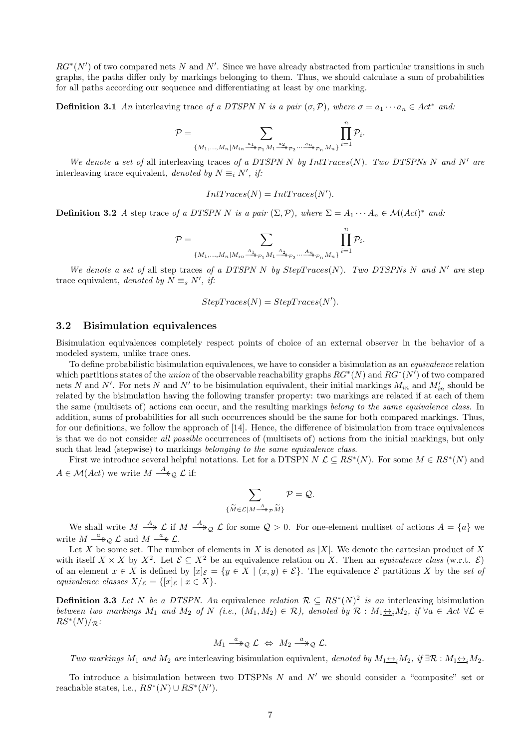$RG^*(N')$ of two compared nets $N$ and $N'$. Since we have already abstracted from particular transitions in such graphs, the paths differ only by markings belonging to them. Thus, we should calculate a sum of probabilities for all paths according our sequence and differentiating at least by one marking.

**Definition 3.1** *An* interleaving trace *of a DTSPN $N$ is a pair $(\sigma, \mathcal{P})$, where $\sigma = a_1 \cdots a_n \in Act^*$ and:*

$$\mathcal{P} = \sum_{\{M_1,\ldots,M_n | M_{in} \xrightarrow{a_1}\!\!\!\!\rightarrow_{\mathcal{P}_1} M_1 \xrightarrow{a_2}\!\!\!\!\rightarrow_{\mathcal{P}_2} \cdots \xrightarrow{a_n}\!\!\!\!\rightarrow_{\mathcal{P}_n} M_n\}} \prod_{i=1}^{n} \mathcal{P}_i.$$

*We denote a set of* all interleaving traces *of a DTSPN $N$ by $IntTraces(N)$. Two DTSPNs $N$ and $N'$ are* interleaving trace equivalent*, denoted by $N \equiv_i N'$, if:*

$$IntTraces(N) = IntTraces(N').$$

**Definition 3.2** *A* step trace *of a DTSPN $N$ is a pair $(\Sigma, \mathcal{P})$, where $\Sigma = A_1 \cdots A_n \in \mathcal{M}(Act)^*$ and:*

$$\mathcal{P} = \sum_{\{M_1,\ldots,M_n | M_{in} \xrightarrow{A_1}\!\!\!\!\rightarrow_{\mathcal{P}_1} M_1 \xrightarrow{A_2}\!\!\!\!\rightarrow_{\mathcal{P}_2} \cdots \xrightarrow{A_n}\!\!\!\!\rightarrow_{\mathcal{P}_n} M_n\}} \prod_{i=1}^{n} \mathcal{P}_i.$$

*We denote a set of* all step traces *of a DTSPN $N$ by $StepTraces(N)$. Two DTSPNs $N$ and $N'$ are* step trace equivalent*, denoted by $N \equiv_s N'$, if:*

$$StepTraces(N) = StepTraces(N').$$

### 3.2 Bisimulation equivalences

Bisimulation equivalences completely respect points of choice of an external observer in the behavior of a modeled system, unlike trace ones.

To define probabilistic bisimulation equivalences, we have to consider a bisimulation as an *equivalence* relation which partitions states of the *union* of the observable reachability graphs $RG^*(N)$ and $RG^*(N')$ of two compared nets $N$ and $N'$. For nets $N$ and $N'$ to be bisimulation equivalent, their initial markings $M_{in}$ and $M'_{in}$ should be related by the bisimulation having the following transfer property: two markings are related if at each of them the same (multisets of) actions can occur, and the resulting markings *belong to the same equivalence class*. In addition, sums of probabilities for all such occurrences should be the same for both compared markings. Thus, for our definitions, we follow the approach of [14]. Hence, the difference of bisimulation from trace equivalences is that we do not consider *all possible* occurrences of (multisets of) actions from the initial markings, but only such that lead (stepwise) to markings *belonging to the same equivalence class*.

First we introduce several helpful notations. Let for a DTSPN $N$ $\mathcal{L} \subseteq RS^*(N)$. For some $M \in RS^*(N)$ and $A \in \mathcal{M}(Act)$ we write $M \xrightarrow{A}\!\!\!\!\rightarrow_{\mathcal{Q}} \mathcal{L}$ if:

$$\sum_{\{\widetilde{M} \in \mathcal{L} | M \xrightarrow{A}\!\!\!\!\rightarrow_{\mathcal{P}} \widetilde{M}\}} \mathcal{P} = \mathcal{Q}.$$

We shall write $M \xrightarrow{A}\!\!\!\!\rightarrow \mathcal{L}$ if $M \xrightarrow{A}\!\!\!\!\rightarrow_{\mathcal{Q}} \mathcal{L}$ for some $\mathcal{Q} > 0$. For one-element multiset of actions $A = \{a\}$ we write $M \xrightarrow{a}\!\!\!\!\rightarrow_{\mathcal{Q}} \mathcal{L}$ and $M \xrightarrow{a}\!\!\!\!\rightarrow \mathcal{L}$.

Let $X$ be some set. The number of elements in $X$ is denoted as $|X|$. We denote the cartesian product of $X$ with itself $X \times X$ by $X^2$. Let $\mathcal{E} \subseteq X^2$ be an equivalence relation on $X$. Then an *equivalence class* (w.r.t. $\mathcal{E}$) of an element $x \in X$ is defined by $[x]_{\mathcal{E}} = \{y \in X \mid (x, y) \in \mathcal{E}\}$. The equivalence $\mathcal{E}$ partitions $X$ by the *set of equivalence classes* $X/_{\mathcal{E}} = \{[x]_{\mathcal{E}} \mid x \in X\}$.

**Definition 3.3** *Let $N$ be a DTSPN. An* equivalence *relation $\mathcal{R} \subseteq RS^*(N)^2$ is an* interleaving bisimulation *between two markings $M_1$ and $M_2$ of $N$ (i.e., $(M_1, M_2) \in \mathcal{R}$), denoted by $\mathcal{R} : M_1 \underline{\leftrightarrow}_i M_2$, if $\forall a \in Act \ \forall \mathcal{L} \in RS^*(N)/_{\mathcal{R}}$:*

$$M_1 \xrightarrow{a}\!\!\!\!\rightarrow_{\mathcal{Q}} \mathcal{L} \ \Leftrightarrow \ M_2 \xrightarrow{a}\!\!\!\!\rightarrow_{\mathcal{Q}} \mathcal{L}.$$

*Two markings $M_1$ and $M_2$ are* interleaving bisimulation equivalent*, denoted by $M_1 \underline{\leftrightarrow}_i M_2$, if $\exists \mathcal{R} : M_1 \underline{\leftrightarrow}_i M_2$.*

To introduce a bisimulation between two DTSPNs $N$ and $N'$ we should consider a "composite" set or reachable states, i.e., $RS^*(N) \cup RS^*(N')$.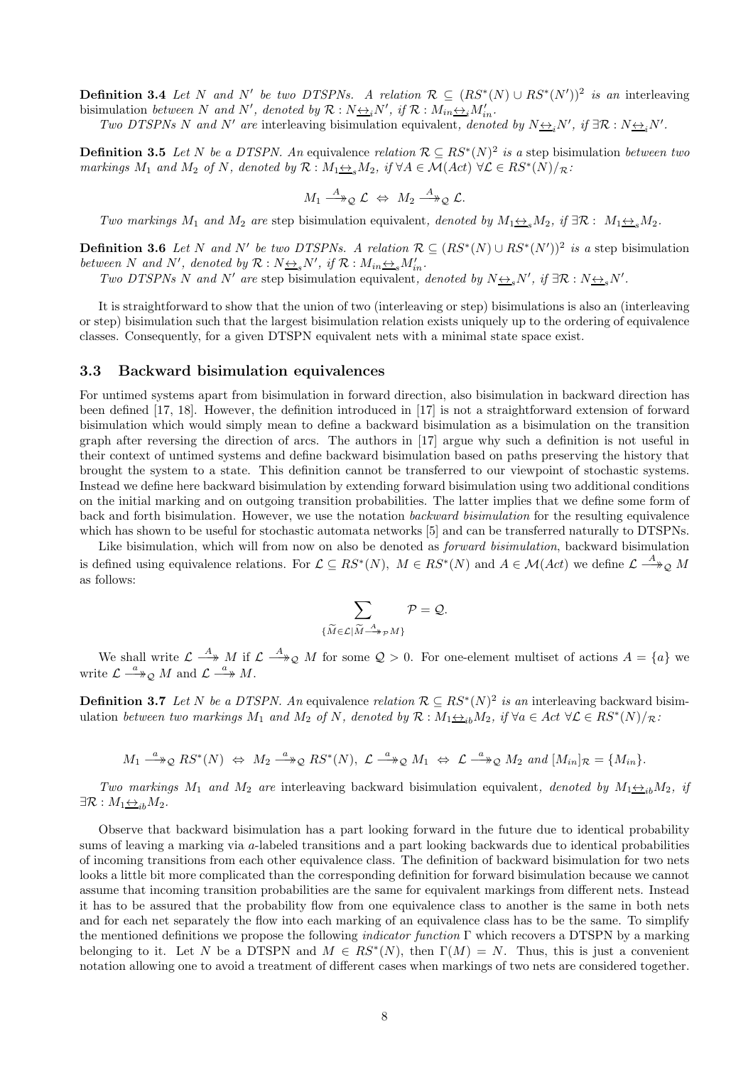**Definition 3.4** *Let $N$ and $N'$ be two DTSPNs. A relation $\mathcal{R} \subseteq (RS^*(N) \cup RS^*(N'))^2$ is an* interleaving bisimulation *between $N$ and $N'$, denoted by $\mathcal{R} : N \underline{\leftrightarrow}_i N'$, if $\mathcal{R} : M_{in} \underline{\leftrightarrow}_i M'_{in}$.*

*Two DTSPNs $N$ and $N'$ are* interleaving bisimulation equivalent*, denoted by $N \underline{\leftrightarrow}_i N'$, if $\exists \mathcal{R} : N \underline{\leftrightarrow}_i N'$.*

**Definition 3.5** *Let $N$ be a DTSPN. An* equivalence *relation $\mathcal{R} \subseteq RS^*(N)^2$ is a* step bisimulation *between two markings $M_1$ and $M_2$ of $N$, denoted by $\mathcal{R} : M_1 \underline{\leftrightarrow}_s M_2$, if $\forall A \in \mathcal{M}(Act)\ \forall \mathcal{L} \in RS^*(N)/_{\mathcal{R}}$:*

$$M_1 \xrightarrow{A}\!\!\!\!\!\rightarrow_{\mathcal{Q}} \mathcal{L} \ \Leftrightarrow\ M_2 \xrightarrow{A}\!\!\!\!\!\rightarrow_{\mathcal{Q}} \mathcal{L}.$$

*Two markings $M_1$ and $M_2$ are* step bisimulation equivalent*, denoted by $M_1 \underline{\leftrightarrow}_s M_2$, if $\exists \mathcal{R} :\ M_1 \underline{\leftrightarrow}_s M_2$.*

**Definition 3.6** *Let $N$ and $N'$ be two DTSPNs. A relation $\mathcal{R} \subseteq (RS^*(N) \cup RS^*(N'))^2$ is a* step bisimulation *between $N$ and $N'$, denoted by $\mathcal{R} : N \underline{\leftrightarrow}_s N'$, if $\mathcal{R} : M_{in} \underline{\leftrightarrow}_s M'_{in}$.*

*Two DTSPNs $N$ and $N'$ are* step bisimulation equivalent*, denoted by $N \underline{\leftrightarrow}_s N'$, if $\exists \mathcal{R} : N \underline{\leftrightarrow}_s N'$.*

It is straightforward to show that the union of two (interleaving or step) bisimulations is also an (interleaving or step) bisimulation such that the largest bisimulation relation exists uniquely up to the ordering of equivalence classes. Consequently, for a given DTSPN equivalent nets with a minimal state space exist.

## 3.3 Backward bisimulation equivalences

For untimed systems apart from bisimulation in forward direction, also bisimulation in backward direction has been defined [17, 18]. However, the definition introduced in [17] is not a straightforward extension of forward bisimulation which would simply mean to define a backward bisimulation as a bisimulation on the transition graph after reversing the direction of arcs. The authors in [17] argue why such a definition is not useful in their context of untimed systems and define backward bisimulation based on paths preserving the history that brought the system to a state. This definition cannot be transferred to our viewpoint of stochastic systems. Instead we define here backward bisimulation by extending forward bisimulation using two additional conditions on the initial marking and on outgoing transition probabilities. The latter implies that we define some form of back and forth bisimulation. However, we use the notation *backward bisimulation* for the resulting equivalence which has shown to be useful for stochastic automata networks [5] and can be transferred naturally to DTSPNs.

Like bisimulation, which will from now on also be denoted as *forward bisimulation*, backward bisimulation is defined using equivalence relations. For $\mathcal{L} \subseteq RS^*(N),\ M \in RS^*(N)$ and $A \in \mathcal{M}(Act)$ we define $\mathcal{L} \xrightarrow{A}\!\!\!\!\!\rightarrow_{\mathcal{Q}} M$ as follows:

$$\sum_{\{\widetilde{M} \in \mathcal{L} | \widetilde{M} \xrightarrow{A}\!\!\!\!\rightarrow_{\mathcal{P}} M\}} \mathcal{P} = \mathcal{Q}.$$

We shall write $\mathcal{L} \xrightarrow{A}\!\!\!\!\!\rightarrow M$ if $\mathcal{L} \xrightarrow{A}\!\!\!\!\!\rightarrow_{\mathcal{Q}} M$ for some $\mathcal{Q} > 0$. For one-element multiset of actions $A = \{a\}$ we write $\mathcal{L} \xrightarrow{a}\!\!\!\!\!\rightarrow_{\mathcal{Q}} M$ and $\mathcal{L} \xrightarrow{a}\!\!\!\!\!\rightarrow M$.

**Definition 3.7** *Let $N$ be a DTSPN. An* equivalence *relation $\mathcal{R} \subseteq RS^*(N)^2$ is an* interleaving backward bisimulation *between two markings $M_1$ and $M_2$ of $N$, denoted by $\mathcal{R} : M_1 \underline{\leftrightarrow}_{ib} M_2$, if $\forall a \in Act\ \forall \mathcal{L} \in RS^*(N)/_{\mathcal{R}}$:*

$$M_1 \xrightarrow{a}\!\!\!\!\!\rightarrow_{\mathcal{Q}} RS^*(N) \ \Leftrightarrow\ M_2 \xrightarrow{a}\!\!\!\!\!\rightarrow_{\mathcal{Q}} RS^*(N),\ \mathcal{L} \xrightarrow{a}\!\!\!\!\!\rightarrow_{\mathcal{Q}} M_1 \ \Leftrightarrow\ \mathcal{L} \xrightarrow{a}\!\!\!\!\!\rightarrow_{\mathcal{Q}} M_2 \text{ and } [M_{in}]_{\mathcal{R}} = \{M_{in}\}.$$

*Two markings $M_1$ and $M_2$ are* interleaving backward bisimulation equivalent*, denoted by $M_1 \underline{\leftrightarrow}_{ib} M_2$, if $\exists \mathcal{R} : M_1 \underline{\leftrightarrow}_{ib} M_2$.*

Observe that backward bisimulation has a part looking forward in the future due to identical probability sums of leaving a marking via $a$-labeled transitions and a part looking backwards due to identical probabilities of incoming transitions from each other equivalence class. The definition of backward bisimulation for two nets looks a little bit more complicated than the corresponding definition for forward bisimulation because we cannot assume that incoming transition probabilities are the same for equivalent markings from different nets. Instead it has to be assured that the probability flow from one equivalence class to another is the same in both nets and for each net separately the flow into each marking of an equivalence class has to be the same. To simplify the mentioned definitions we propose the following *indicator function* $\Gamma$ which recovers a DTSPN by a marking belonging to it. Let $N$ be a DTSPN and $M \in RS^*(N)$, then $\Gamma(M) = N$. Thus, this is just a convenient notation allowing one to avoid a treatment of different cases when markings of two nets are considered together.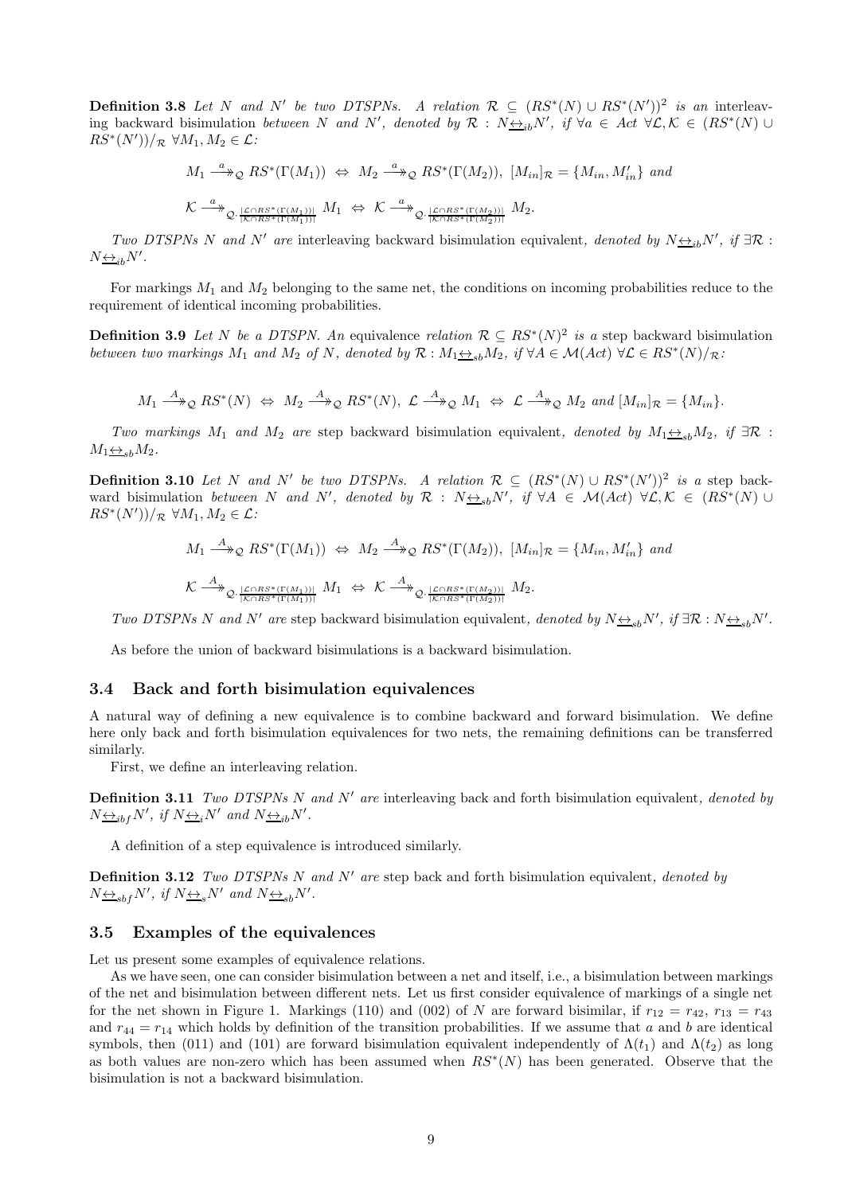**Definition 3.8** *Let $N$ and $N'$ be two DTSPNs. A relation $\mathcal{R} \subseteq (RS^*(N) \cup RS^*(N'))^2$ is an* interleaving backward bisimulation *between $N$ and $N'$, denoted by $\mathcal{R} : N \underline{\leftrightarrow}_{ib} N'$, if $\forall a \in Act\ \forall \mathcal{L}, \mathcal{K} \in (RS^*(N) \cup RS^*(N'))/_{\mathcal{R}}\ \forall M_1, M_2 \in \mathcal{L}$:*

$$M_1 \xrightarrow{a}\!\!\!\rightarrow_{\mathcal{Q}} RS^*(\Gamma(M_1)) \Leftrightarrow M_2 \xrightarrow{a}\!\!\!\rightarrow_{\mathcal{Q}} RS^*(\Gamma(M_2)),\ [M_{in}]_{\mathcal{R}} = \{M_{in}, M'_{in}\} \text{ and}$$

$$\mathcal{K} \xrightarrow{a}\!\!\!\rightarrow_{\mathcal{Q} \cdot \frac{|\mathcal{L} \cap RS^*(\Gamma(M_1))|}{|\mathcal{K} \cap RS^*(\Gamma(M_1))|}} M_1 \Leftrightarrow \mathcal{K} \xrightarrow{a}\!\!\!\rightarrow_{\mathcal{Q} \cdot \frac{|\mathcal{L} \cap RS^*(\Gamma(M_2))|}{|\mathcal{K} \cap RS^*(\Gamma(M_2))|}} M_2.$$

*Two DTSPNs $N$ and $N'$ are* interleaving backward bisimulation equivalent*, denoted by $N \underline{\leftrightarrow}_{ib} N'$, if $\exists \mathcal{R} : N \underline{\leftrightarrow}_{ib} N'$.*

For markings $M_1$ and $M_2$ belonging to the same net, the conditions on incoming probabilities reduce to the requirement of identical incoming probabilities.

**Definition 3.9** *Let $N$ be a DTSPN. An* equivalence *relation $\mathcal{R} \subseteq RS^*(N)^2$ is a* step backward bisimulation *between two markings $M_1$ and $M_2$ of $N$, denoted by $\mathcal{R} : M_1 \underline{\leftrightarrow}_{sb} M_2$, if $\forall A \in \mathcal{M}(Act)\ \forall \mathcal{L} \in RS^*(N)/_{\mathcal{R}}$:*

$$M_1 \xrightarrow{A}\!\!\!\rightarrow_{\mathcal{Q}} RS^*(N) \Leftrightarrow M_2 \xrightarrow{A}\!\!\!\rightarrow_{\mathcal{Q}} RS^*(N),\ \mathcal{L} \xrightarrow{A}\!\!\!\rightarrow_{\mathcal{Q}} M_1 \Leftrightarrow \mathcal{L} \xrightarrow{A}\!\!\!\rightarrow_{\mathcal{Q}} M_2 \text{ and } [M_{in}]_{\mathcal{R}} = \{M_{in}\}.$$

*Two markings $M_1$ and $M_2$ are* step backward bisimulation equivalent*, denoted by $M_1 \underline{\leftrightarrow}_{sb} M_2$, if $\exists \mathcal{R} : M_1 \underline{\leftrightarrow}_{sb} M_2$.*

**Definition 3.10** *Let $N$ and $N'$ be two DTSPNs. A relation $\mathcal{R} \subseteq (RS^*(N) \cup RS^*(N'))^2$ is a* step backward bisimulation *between $N$ and $N'$, denoted by $\mathcal{R} : N \underline{\leftrightarrow}_{sb} N'$, if $\forall A \in \mathcal{M}(Act)\ \forall \mathcal{L}, \mathcal{K} \in (RS^*(N) \cup RS^*(N'))/_{\mathcal{R}}\ \forall M_1, M_2 \in \mathcal{L}$:*

$$M_1 \xrightarrow{A}\!\!\!\rightarrow_{\mathcal{Q}} RS^*(\Gamma(M_1)) \Leftrightarrow M_2 \xrightarrow{A}\!\!\!\rightarrow_{\mathcal{Q}} RS^*(\Gamma(M_2)),\ [M_{in}]_{\mathcal{R}} = \{M_{in}, M'_{in}\} \text{ and}$$

$$\mathcal{K} \xrightarrow{A}\!\!\!\rightarrow_{\mathcal{Q} \cdot \frac{|\mathcal{L} \cap RS^*(\Gamma(M_1))|}{|\mathcal{K} \cap RS^*(\Gamma(M_1))|}} M_1 \Leftrightarrow \mathcal{K} \xrightarrow{A}\!\!\!\rightarrow_{\mathcal{Q} \cdot \frac{|\mathcal{L} \cap RS^*(\Gamma(M_2))|}{|\mathcal{K} \cap RS^*(\Gamma(M_2))|}} M_2.$$

*Two DTSPNs $N$ and $N'$ are* step backward bisimulation equivalent*, denoted by $N \underline{\leftrightarrow}_{sb} N'$, if $\exists \mathcal{R} : N \underline{\leftrightarrow}_{sb} N'$.*

As before the union of backward bisimulations is a backward bisimulation.

## 3.4 Back and forth bisimulation equivalences

A natural way of defining a new equivalence is to combine backward and forward bisimulation. We define here only back and forth bisimulation equivalences for two nets, the remaining definitions can be transferred similarly.

First, we define an interleaving relation.

**Definition 3.11** *Two DTSPNs $N$ and $N'$ are* interleaving back and forth bisimulation equivalent*, denoted by $N \underline{\leftrightarrow}_{ibf} N'$, if $N \underline{\leftrightarrow}_{i} N'$ and $N \underline{\leftrightarrow}_{ib} N'$.*

A definition of a step equivalence is introduced similarly.

**Definition 3.12** *Two DTSPNs $N$ and $N'$ are* step back and forth bisimulation equivalent*, denoted by $N \underline{\leftrightarrow}_{sbf} N'$, if $N \underline{\leftrightarrow}_{s} N'$ and $N \underline{\leftrightarrow}_{sb} N'$.*

## 3.5 Examples of the equivalences

Let us present some examples of equivalence relations.

As we have seen, one can consider bisimulation between a net and itself, i.e., a bisimulation between markings of the net and bisimulation between different nets. Let us first consider equivalence of markings of a single net for the net shown in Figure 1. Markings (110) and (002) of $N$ are forward bisimilar, if $r_{12} = r_{42}$, $r_{13} = r_{43}$ and $r_{44} = r_{14}$ which holds by definition of the transition probabilities. If we assume that $a$ and $b$ are identical symbols, then (011) and (101) are forward bisimulation equivalent independently of $\Lambda(t_1)$ and $\Lambda(t_2)$ as long as both values are non-zero which has been assumed when $RS^*(N)$ has been generated. Observe that the bisimulation is not a backward bisimulation.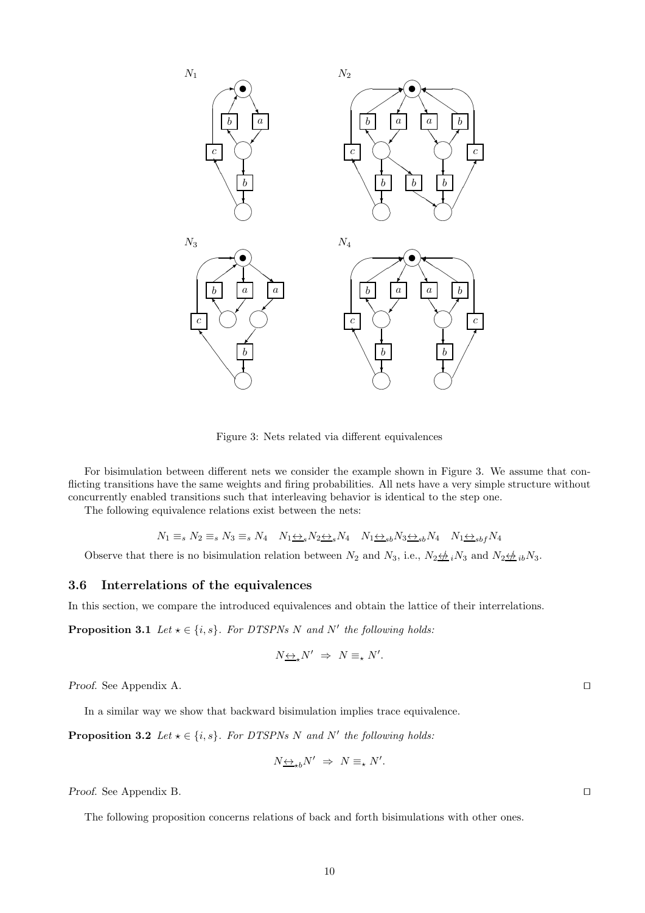Figure 3: Nets related via different equivalences

For bisimulation between different nets we consider the example shown in Figure 3. We assume that conflicting transitions have the same weights and firing probabilities. All nets have a very simple structure without concurrently enabled transitions such that interleaving behavior is identical to the step one.

The following equivalence relations exist between the nets:

$$N_1 \equiv_s N_2 \equiv_s N_3 \equiv_s N_4 \quad N_1 \underline{\leftrightarrow}_s N_2 \underline{\leftrightarrow}_s N_4 \quad N_1 \underline{\leftrightarrow}_{sb} N_3 \underline{\leftrightarrow}_{sb} N_4 \quad N_1 \underline{\leftrightarrow}_{sbf} N_4$$

Observe that there is no bisimulation relation between $N_2$ and $N_3$, i.e., $N_2 \not\underline{\leftrightarrow}_i N_3$ and $N_2 \not\underline{\leftrightarrow}_{ib} N_3$.

### 3.6 Interrelations of the equivalences

In this section, we compare the introduced equivalences and obtain the lattice of their interrelations.

**Proposition 3.1** *Let $\star \in \{i, s\}$. For DTSPNs $N$ and $N'$ the following holds:*

$$N \underline{\leftrightarrow}_\star N' \;\Rightarrow\; N \equiv_\star N'.$$

*Proof.* See Appendix A. □

In a similar way we show that backward bisimulation implies trace equivalence.

**Proposition 3.2** *Let $\star \in \{i, s\}$. For DTSPNs $N$ and $N'$ the following holds:*

$$N \underline{\leftrightarrow}_{\star b} N' \;\Rightarrow\; N \equiv_\star N'.$$

*Proof.* See Appendix B. □

The following proposition concerns relations of back and forth bisimulations with other ones.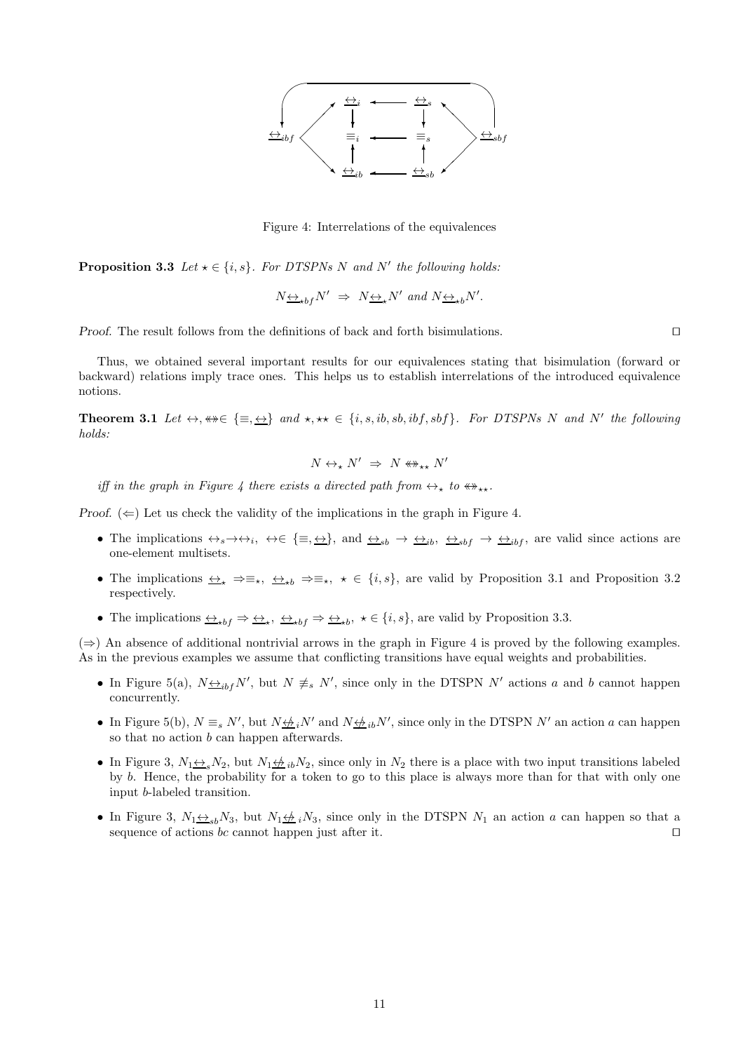Figure 4: Interrelations of the equivalences

**Proposition 3.3** *Let $\star \in \{i, s\}$. For DTSPNs $N$ and $N'$ the following holds:*

$$N \underline{\leftrightarrow}_{\star bf} N' \;\Rightarrow\; N \underline{\leftrightarrow}_{\star} N' \text{ and } N \underline{\leftrightarrow}_{\star b} N'.$$

*Proof.* The result follows from the definitions of back and forth bisimulations. ⊓⊔

Thus, we obtained several important results for our equivalences stating that bisimulation (forward or backward) relations imply trace ones. This helps us to establish interrelations of the introduced equivalence notions.

**Theorem 3.1** *Let $\leftrightarrow, \twoheadleftarrow\!\!\twoheadrightarrow \in \{\equiv, \underline{\leftrightarrow}\}$ and $\star, \star\star \in \{i, s, ib, sb, ibf, sbf\}$. For DTSPNs $N$ and $N'$ the following holds:*

$$N \leftrightarrow_{\star} N' \;\Rightarrow\; N \twoheadleftarrow\!\!\twoheadrightarrow_{\star\star} N'$$

*iff in the graph in Figure 4 there exists a directed path from $\leftrightarrow_{\star}$ to $\twoheadleftarrow\!\!\twoheadrightarrow_{\star\star}$.*

*Proof.* ($\Leftarrow$) Let us check the validity of the implications in the graph in Figure 4.

- The implications $\leftrightarrow_s \to \leftrightarrow_i$, $\leftrightarrow \in \{\equiv, \underline{\leftrightarrow}\}$, and $\underline{\leftrightarrow}_{sb} \to \underline{\leftrightarrow}_{ib}$, $\underline{\leftrightarrow}_{sbf} \to \underline{\leftrightarrow}_{ibf}$, are valid since actions are one-element multisets.
- The implications $\underline{\leftrightarrow}_{\star} \Rightarrow \equiv_{\star}$, $\underline{\leftrightarrow}_{\star b} \Rightarrow \equiv_{\star}$, $\star \in \{i, s\}$, are valid by Proposition 3.1 and Proposition 3.2 respectively.
- The implications $\underline{\leftrightarrow}_{\star bf} \Rightarrow \underline{\leftrightarrow}_{\star}$, $\underline{\leftrightarrow}_{\star bf} \Rightarrow \underline{\leftrightarrow}_{\star b}$, $\star \in \{i, s\}$, are valid by Proposition 3.3.

($\Rightarrow$) An absence of additional nontrivial arrows in the graph in Figure 4 is proved by the following examples. As in the previous examples we assume that conflicting transitions have equal weights and probabilities.

- In Figure 5(a), $N \underline{\leftrightarrow}_{ibf} N'$, but $N \not\equiv_s N'$, since only in the DTSPN $N'$ actions $a$ and $b$ cannot happen concurrently.
- In Figure 5(b), $N \equiv_s N'$, but $N \underline{\not\leftrightarrow}_i N'$ and $N \underline{\not\leftrightarrow}_{ib} N'$, since only in the DTSPN $N'$ an action $a$ can happen so that no action $b$ can happen afterwards.
- In Figure 3, $N_1 \underline{\leftrightarrow}_s N_2$, but $N_1 \underline{\not\leftrightarrow}_{ib} N_2$, since only in $N_2$ there is a place with two input transitions labeled by $b$. Hence, the probability for a token to go to this place is always more than for that with only one input $b$-labeled transition.
- In Figure 3, $N_1 \underline{\leftrightarrow}_{sb} N_3$, but $N_1 \underline{\not\leftrightarrow}_i N_3$, since only in the DTSPN $N_1$ an action $a$ can happen so that a sequence of actions $bc$ cannot happen just after it. ⊓⊔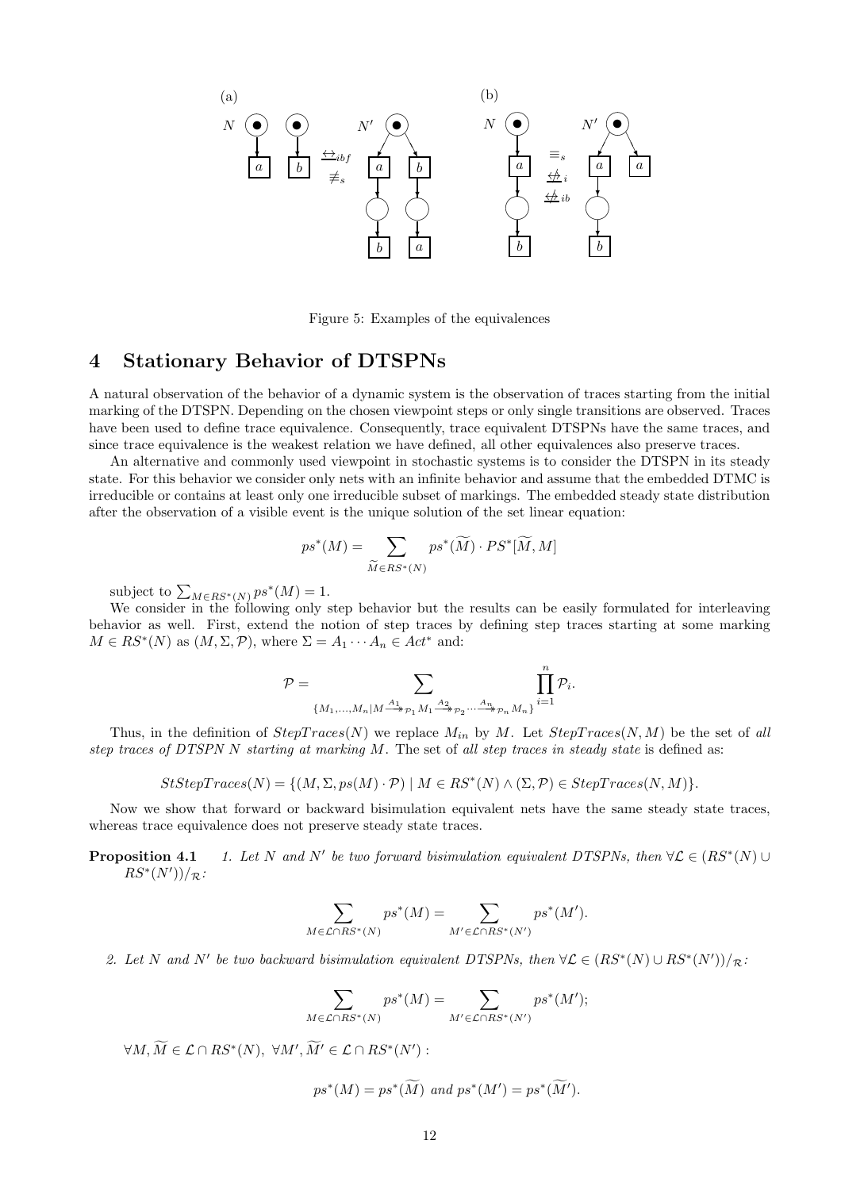Figure 5: Examples of the equivalences

## 4 Stationary Behavior of DTSPNs

A natural observation of the behavior of a dynamic system is the observation of traces starting from the initial marking of the DTSPN. Depending on the chosen viewpoint steps or only single transitions are observed. Traces have been used to define trace equivalence. Consequently, trace equivalent DTSPNs have the same traces, and since trace equivalence is the weakest relation we have defined, all other equivalences also preserve traces.

An alternative and commonly used viewpoint in stochastic systems is to consider the DTSPN in its steady state. For this behavior we consider only nets with an infinite behavior and assume that the embedded DTMC is irreducible or contains at least only one irreducible subset of markings. The embedded steady state distribution after the observation of a visible event is the unique solution of the set linear equation:

$$ps^*(M) = \sum_{\widetilde{M} \in RS^*(N)} ps^*(\widetilde{M}) \cdot PS^*[\widetilde{M}, M]$$

subject to $\sum_{M \in RS^*(N)} ps^*(M) = 1$.

We consider in the following only step behavior but the results can be easily formulated for interleaving behavior as well. First, extend the notion of step traces by defining step traces starting at some marking $M \in RS^*(N)$ as $(M, \Sigma, \mathcal{P})$, where $\Sigma = A_1 \cdots A_n \in Act^*$ and:

$$\mathcal{P} = \sum_{\{M_1,\ldots,M_n | M \xrightarrow{A_1}_{\mathcal{P}_1} M_1 \xrightarrow{A_2}_{\mathcal{P}_2} \cdots \xrightarrow{A_n}_{\mathcal{P}_n} M_n\}} \prod_{i=1}^{n} \mathcal{P}_i.$$

Thus, in the definition of $StepTraces(N)$ we replace $M_{in}$ by $M$. Let $StepTraces(N, M)$ be the set of *all step traces of DTSPN N starting at marking M*. The set of *all step traces in steady state* is defined as:

$$StStepTraces(N) = \{(M, \Sigma, ps(M) \cdot \mathcal{P}) \mid M \in RS^*(N) \wedge (\Sigma, \mathcal{P}) \in StepTraces(N, M)\}.$$

Now we show that forward or backward bisimulation equivalent nets have the same steady state traces, whereas trace equivalence does not preserve steady state traces.

**Proposition 4.1** *1. Let $N$ and $N'$ be two forward bisimulation equivalent DTSPNs, then $\forall \mathcal{L} \in (RS^*(N) \cup RS^*(N'))/_{\mathcal{R}}$:*

$$\sum_{M \in \mathcal{L} \cap RS^*(N)} ps^*(M) = \sum_{M' \in \mathcal{L} \cap RS^*(N')} ps^*(M').$$

*2. Let $N$ and $N'$ be two backward bisimulation equivalent DTSPNs, then $\forall \mathcal{L} \in (RS^*(N) \cup RS^*(N'))/_{\mathcal{R}}$:*

$$\sum_{M \in \mathcal{L} \cap RS^*(N)} ps^*(M) = \sum_{M' \in \mathcal{L} \cap RS^*(N')} ps^*(M');$$

$\forall M, \widetilde{M} \in \mathcal{L} \cap RS^*(N),\ \forall M', \widetilde{M}' \in \mathcal{L} \cap RS^*(N')$ :

$$ps^*(M) = ps^*(\widetilde{M}) \text{ and } ps^*(M') = ps^*(\widetilde{M}').$$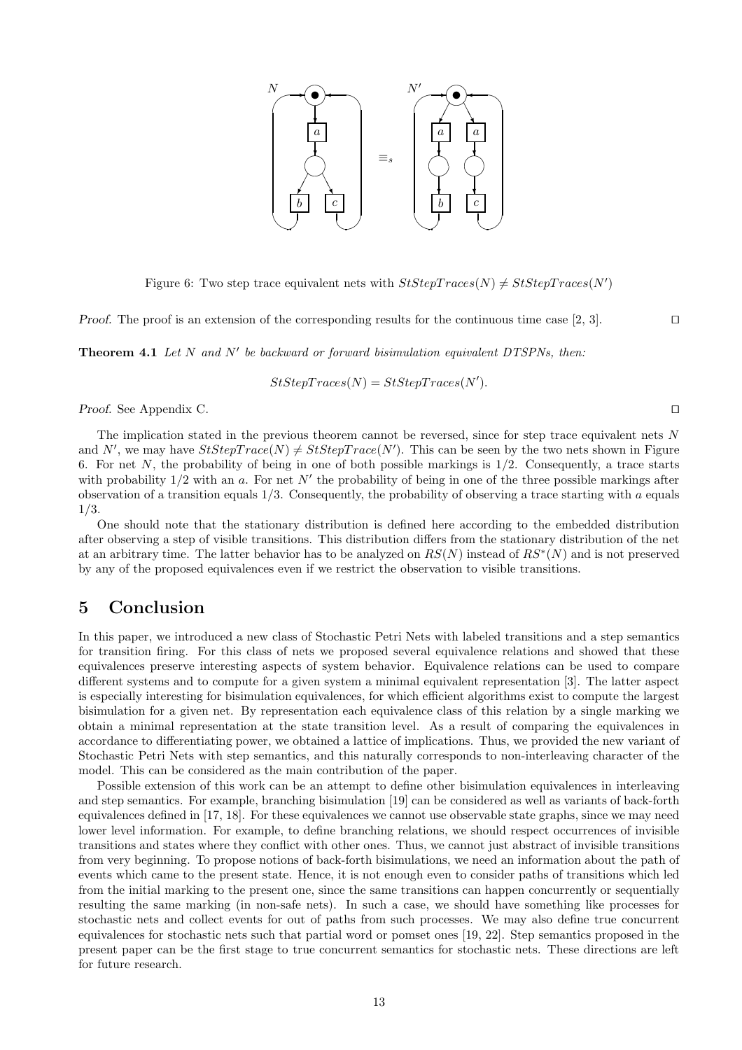Figure 6: Two step trace equivalent nets with $StStepTraces(N) \neq StStepTraces(N')$

*Proof.* The proof is an extension of the corresponding results for the continuous time case [2, 3]. □

**Theorem 4.1** *Let $N$ and $N'$ be backward or forward bisimulation equivalent DTSPNs, then:*

$$StStepTraces(N) = StStepTraces(N').$$

*Proof.* See Appendix C. □

The implication stated in the previous theorem cannot be reversed, since for step trace equivalent nets $N$ and $N'$, we may have $StStepTrace(N) \neq StStepTrace(N')$. This can be seen by the two nets shown in Figure 6. For net $N$, the probability of being in one of both possible markings is $1/2$. Consequently, a trace starts with probability $1/2$ with an $a$. For net $N'$ the probability of being in one of the three possible markings after observation of a transition equals $1/3$. Consequently, the probability of observing a trace starting with $a$ equals $1/3$.

One should note that the stationary distribution is defined here according to the embedded distribution after observing a step of visible transitions. This distribution differs from the stationary distribution of the net at an arbitrary time. The latter behavior has to be analyzed on $RS(N)$ instead of $RS^*(N)$ and is not preserved by any of the proposed equivalences even if we restrict the observation to visible transitions.

# 5 Conclusion

In this paper, we introduced a new class of Stochastic Petri Nets with labeled transitions and a step semantics for transition firing. For this class of nets we proposed several equivalence relations and showed that these equivalences preserve interesting aspects of system behavior. Equivalence relations can be used to compare different systems and to compute for a given system a minimal equivalent representation [3]. The latter aspect is especially interesting for bisimulation equivalences, for which efficient algorithms exist to compute the largest bisimulation for a given net. By representation each equivalence class of this relation by a single marking we obtain a minimal representation at the state transition level. As a result of comparing the equivalences in accordance to differentiating power, we obtained a lattice of implications. Thus, we provided the new variant of Stochastic Petri Nets with step semantics, and this naturally corresponds to non-interleaving character of the model. This can be considered as the main contribution of the paper.

Possible extension of this work can be an attempt to define other bisimulation equivalences in interleaving and step semantics. For example, branching bisimulation [19] can be considered as well as variants of back-forth equivalences defined in [17, 18]. For these equivalences we cannot use observable state graphs, since we may need lower level information. For example, to define branching relations, we should respect occurrences of invisible transitions and states where they conflict with other ones. Thus, we cannot just abstract of invisible transitions from very beginning. To propose notions of back-forth bisimulations, we need an information about the path of events which came to the present state. Hence, it is not enough even to consider paths of transitions which led from the initial marking to the present one, since the same transitions can happen concurrently or sequentially resulting the same marking (in non-safe nets). In such a case, we should have something like processes for stochastic nets and collect events for out of paths from such processes. We may also define true concurrent equivalences for stochastic nets such that partial word or pomset ones [19, 22]. Step semantics proposed in the present paper can be the first stage to true concurrent semantics for stochastic nets. These directions are left for future research.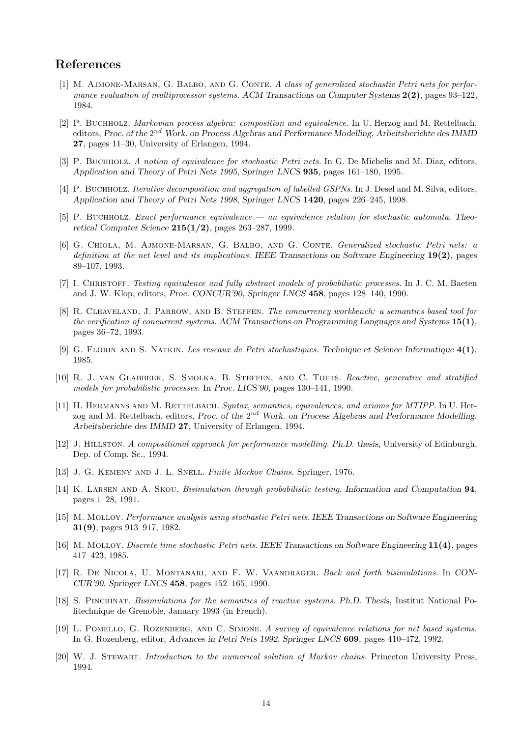## References

[1] M. Ajmone-Marsan, G. Balbo, and G. Conte. *A class of generalized stochastic Petri nets for performance evaluation of multiprocessor systems. ACM Transactions on Computer Systems* **2(2)**, pages 93–122, 1984.

[2] P. Buchholz. *Markovian process algebra: composition and equivalence.* In U. Herzog and M. Rettelbach, editors, *Proc. of the* $2^{nd}$ *Work. on Process Algebras and Performance Modelling, Arbeitsberichte des IMMD* **27**, pages 11–30, University of Erlangen, 1994.

[3] P. Buchholz. *A notion of equivalence for stochastic Petri nets.* In G. De Michelis and M. Diaz, editors, *Application and Theory of Petri Nets 1995, Springer LNCS* **935**, pages 161–180, 1995.

[4] P. Buchholz. *Iterative decomposition and aggregation of labelled GSPNs.* In J. Desel and M. Silva, editors, *Application and Theory of Petri Nets 1998, Springer LNCS* **1420**, pages 226–245, 1998.

[5] P. Buchholz. *Exact performance equivalence — an equivalence relation for stochastic automata. Theoretical Computer Science* **215(1/2)**, pages 263–287, 1999.

[6] G. Chiola, M. Ajmone-Marsan, G. Balbo, and G. Conte. *Generalized stochastic Petri nets: a definition at the net level and its implications. IEEE Transactions on Software Engineering* **19(2)**, pages 89–107, 1993.

[7] I. Christoff. *Testing equivalence and fully abstract models of probabilistic processes.* In J. C. M. Baeten and J. W. Klop, editors, *Proc. CONCUR'90, Springer LNCS* **458**, pages 128–140, 1990.

[8] R. Cleaveland, J. Parrow, and B. Steffen. *The concurrency workbench: a semantics based tool for the verification of concurrent systems. ACM Transactions on Programming Languages and Systems* **15(1)**, pages 36–72, 1993.

[9] G. Florin and S. Natkin. *Les reseaux de Petri stochastiques. Technique et Science Informatique* **4(1)**, 1985.

[10] R. J. van Glabbeek, S. Smolka, B. Steffen, and C. Tofts. *Reactive, generative and stratified models for probabilistic processes.* In *Proc. LICS'90*, pages 130–141, 1990.

[11] H. Hermanns and M. Rettelbach. *Syntax, semantics, equivalences, and axioms for MTIPP.* In U. Herzog and M. Rettelbach, editors, *Proc. of the* $2^{nd}$ *Work. on Process Algebras and Performance Modelling. Arbeitsberichte des IMMD* **27**, University of Erlangen, 1994.

[12] J. Hillston. *A compositional approach for performance modelling. Ph.D. thesis*, University of Edinburgh, Dep. of Comp. Sc., 1994.

[13] J. G. Kemeny and J. L. Snell. *Finite Markov Chains.* Springer, 1976.

[14] K. Larsen and A. Skou. *Bisimulation through probabilistic testing. Information and Computation* **94**, pages 1–28, 1991.

[15] M. Molloy. *Performance analysis using stochastic Petri nets. IEEE Transactions on Software Engineering* **31(9)**, pages 913–917, 1982.

[16] M. Molloy. *Discrete time stochastic Petri nets. IEEE Transactions on Software Engineering* **11(4)**, pages 417–423, 1985.

[17] R. De Nicola, U. Montanari, and F. W. Vaandrager. *Back and forth bisimulations.* In *CONCUR'90, Springer LNCS* **458**, pages 152–165, 1990.

[18] S. Pinchinat. *Bisimulations for the semantics of reactive systems. Ph.D. Thesis*, Institut National Politechnique de Grenoble, January 1993 (in French).

[19] L. Pomello, G. Rozenberg, and C. Simone. *A survey of equivalence relations for net based systems.* In G. Rozenberg, editor, *Advances in Petri Nets 1992, Springer LNCS* **609**, pages 410–472, 1992.

[20] W. J. Stewart. *Introduction to the numerical solution of Markov chains.* Princeton University Press, 1994.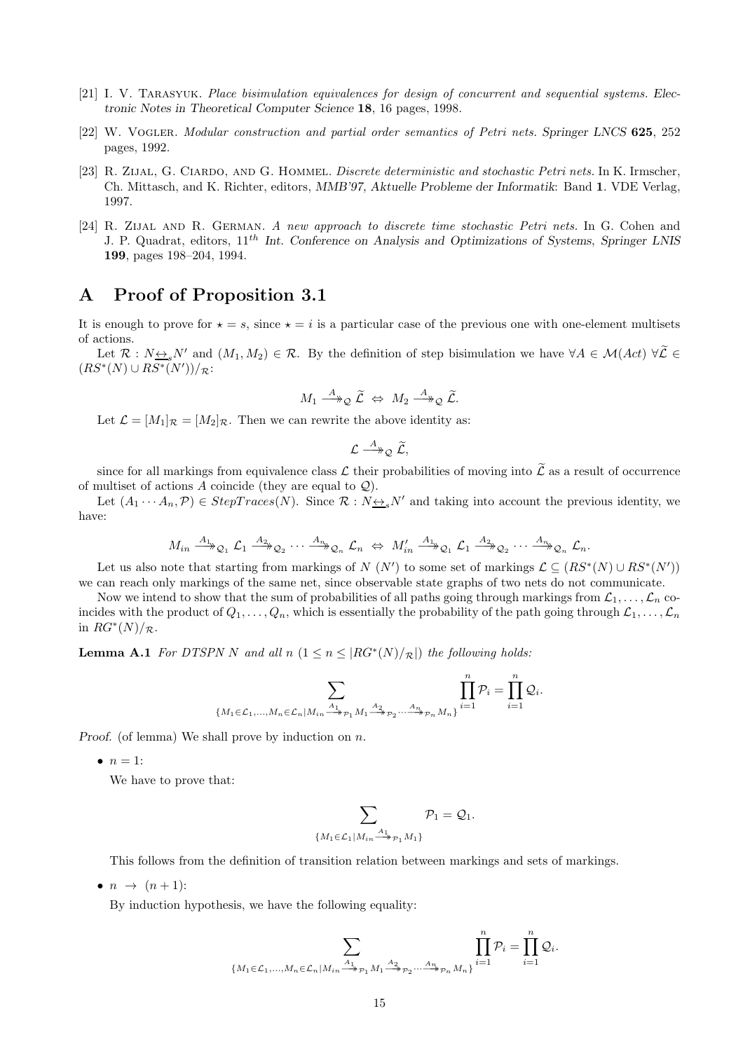[21] I. V. Tarasyuk. *Place bisimulation equivalences for design of concurrent and sequential systems. Electronic Notes in Theoretical Computer Science* **18**, 16 pages, 1998.

[22] W. Vogler. *Modular construction and partial order semantics of Petri nets. Springer LNCS* **625**, 252 pages, 1992.

[23] R. Zijal, G. Ciardo, and G. Hommel. *Discrete deterministic and stochastic Petri nets.* In K. Irmscher, Ch. Mittasch, and K. Richter, editors, *MMB'97, Aktuelle Probleme der Informatik*: Band **1**. VDE Verlag, 1997.

[24] R. Zijal and R. German. *A new approach to discrete time stochastic Petri nets.* In G. Cohen and J. P. Quadrat, editors, $11^{th}$ *Int. Conference on Analysis and Optimizations of Systems, Springer LNIS* **199**, pages 198–204, 1994.

# A Proof of Proposition 3.1

It is enough to prove for $\star = s$, since $\star = i$ is a particular case of the previous one with one-element multisets of actions.

Let $\mathcal{R} : N \underline{\leftrightarrow}_s N'$ and $(M_1, M_2) \in \mathcal{R}$. By the definition of step bisimulation we have $\forall A \in \mathcal{M}(Act)\ \forall \widetilde{\mathcal{L}} \in (RS^*(N) \cup RS^*(N'))/_{\mathcal{R}}$:

$$M_1 \xrightarrow{A}\!\!\!\!\rightarrow_{\mathcal{Q}} \widetilde{\mathcal{L}} \ \Leftrightarrow\ M_2 \xrightarrow{A}\!\!\!\!\rightarrow_{\mathcal{Q}} \widetilde{\mathcal{L}}.$$

Let $\mathcal{L} = [M_1]_{\mathcal{R}} = [M_2]_{\mathcal{R}}$. Then we can rewrite the above identity as:

$$\mathcal{L} \xrightarrow{A}\!\!\!\!\rightarrow_{\mathcal{Q}} \widetilde{\mathcal{L}},$$

since for all markings from equivalence class $\mathcal{L}$ their probabilities of moving into $\widetilde{\mathcal{L}}$ as a result of occurrence of multiset of actions $A$ coincide (they are equal to $\mathcal{Q}$).

Let $(A_1 \cdots A_n, \mathcal{P}) \in StepTraces(N)$. Since $\mathcal{R} : N \underline{\leftrightarrow}_s N'$ and taking into account the previous identity, we have:

$$M_{in} \xrightarrow{A_1}\!\!\!\!\rightarrow_{\mathcal{Q}_1} \mathcal{L}_1 \xrightarrow{A_2}\!\!\!\!\rightarrow_{\mathcal{Q}_2} \cdots \xrightarrow{A_n}\!\!\!\!\rightarrow_{\mathcal{Q}_n} \mathcal{L}_n \ \Leftrightarrow\ M'_{in} \xrightarrow{A_1}\!\!\!\!\rightarrow_{\mathcal{Q}_1} \mathcal{L}_1 \xrightarrow{A_2}\!\!\!\!\rightarrow_{\mathcal{Q}_2} \cdots \xrightarrow{A_n}\!\!\!\!\rightarrow_{\mathcal{Q}_n} \mathcal{L}_n.$$

Let us also note that starting from markings of $N$ ($N'$) to some set of markings $\mathcal{L} \subseteq (RS^*(N) \cup RS^*(N'))$ we can reach only markings of the same net, since observable state graphs of two nets do not communicate.

Now we intend to show that the sum of probabilities of all paths going through markings from $\mathcal{L}_1, \ldots, \mathcal{L}_n$ coincides with the product of $Q_1, \ldots, Q_n$, which is essentially the probability of the path going through $\mathcal{L}_1, \ldots, \mathcal{L}_n$ in $RG^*(N)/_{\mathcal{R}}$.

**Lemma A.1** *For DTSPN $N$ and all $n$ $(1 \leq n \leq |RG^*(N)/_{\mathcal{R}}|)$ the following holds:*

$$\sum_{\{M_1 \in \mathcal{L}_1, \ldots, M_n \in \mathcal{L}_n | M_{in} \xrightarrow{A_1}\!\!\!\!\rightarrow_{\mathcal{P}_1} M_1 \xrightarrow{A_2}\!\!\!\!\rightarrow_{\mathcal{P}_2} \cdots \xrightarrow{A_n}\!\!\!\!\rightarrow_{\mathcal{P}_n} M_n\}} \prod_{i=1}^{n} \mathcal{P}_i = \prod_{i=1}^{n} \mathcal{Q}_i.$$

*Proof.* (of lemma) We shall prove by induction on $n$.

- $n = 1$:

  We have to prove that:

  $$\sum_{\{M_1 \in \mathcal{L}_1 | M_{in} \xrightarrow{A_1}\!\!\!\!\rightarrow_{\mathcal{P}_1} M_1\}} \mathcal{P}_1 = \mathcal{Q}_1.$$

  This follows from the definition of transition relation between markings and sets of markings.

- $n \rightarrow (n+1)$:

  By induction hypothesis, we have the following equality:

  $$\sum_{\{M_1 \in \mathcal{L}_1, \ldots, M_n \in \mathcal{L}_n | M_{in} \xrightarrow{A_1}\!\!\!\!\rightarrow_{\mathcal{P}_1} M_1 \xrightarrow{A_2}\!\!\!\!\rightarrow_{\mathcal{P}_2} \cdots \xrightarrow{A_n}\!\!\!\!\rightarrow_{\mathcal{P}_n} M_n\}} \prod_{i=1}^{n} \mathcal{P}_i = \prod_{i=1}^{n} \mathcal{Q}_i.$$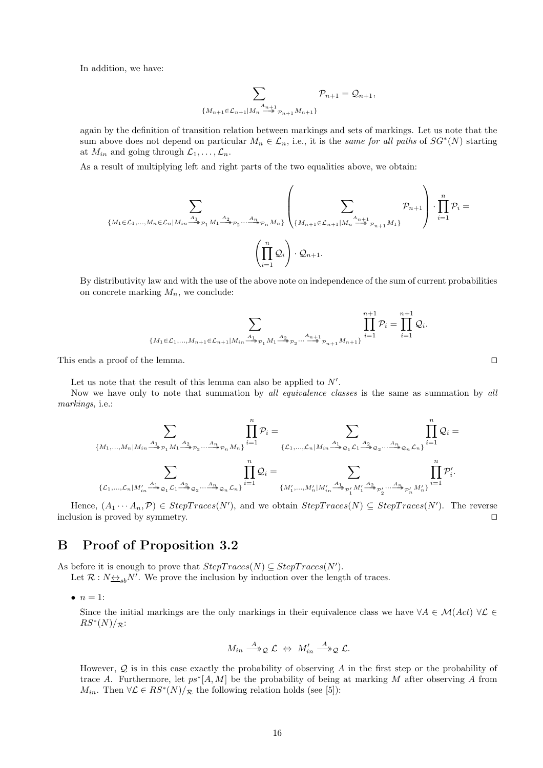In addition, we have:

$$\sum_{\{M_{n+1}\in\mathcal{L}_{n+1} \mid M_n \xrightarrow{A_{n+1}}_{\mathcal{P}_{n+1}} M_{n+1}\}} \mathcal{P}_{n+1} = \mathcal{Q}_{n+1},$$

again by the definition of transition relation between markings and sets of markings. Let us note that the sum above does not depend on particular $M_n \in \mathcal{L}_n$, i.e., it is the *same for all paths* of $SG^*(N)$ starting at $M_{in}$ and going through $\mathcal{L}_1, \ldots, \mathcal{L}_n$.

As a result of multiplying left and right parts of the two equalities above, we obtain:

$$\sum_{\{M_1\in\mathcal{L}_1,\ldots,M_n\in\mathcal{L}_n \mid M_{in} \xrightarrow{A_1}_{\mathcal{P}_1} M_1 \xrightarrow{A_2}_{\mathcal{P}_2} \cdots \xrightarrow{A_n}_{\mathcal{P}_n} M_n\}} \left( \sum_{\{M_{n+1}\in\mathcal{L}_{n+1} \mid M_n \xrightarrow{A_{n+1}}_{\mathcal{P}_{n+1}} M_1\}} \mathcal{P}_{n+1} \right) \cdot \prod_{i=1}^{n} \mathcal{P}_i =$$

$$\left( \prod_{i=1}^{n} \mathcal{Q}_i \right) \cdot \mathcal{Q}_{n+1}.$$

By distributivity law and with the use of the above note on independence of the sum of current probabilities on concrete marking $M_n$, we conclude:

$$\sum_{\{M_1\in\mathcal{L}_1,\ldots,M_{n+1}\in\mathcal{L}_{n+1} \mid M_{in} \xrightarrow{A_1}_{\mathcal{P}_1} M_1 \xrightarrow{A_2}_{\mathcal{P}_2} \cdots \xrightarrow{A_{n+1}}_{\mathcal{P}_{n+1}} M_{n+1}\}} \prod_{i=1}^{n+1} \mathcal{P}_i = \prod_{i=1}^{n+1} \mathcal{Q}_i.$$

This ends a proof of the lemma. ◻

Let us note that the result of this lemma can also be applied to $N'$.

Now we have only to note that summation by *all equivalence classes* is the same as summation by *all markings*, i.e.:

$$\sum_{\{M_1,\ldots,M_n \mid M_{in} \xrightarrow{A_1}_{\mathcal{P}_1} M_1 \xrightarrow{A_2}_{\mathcal{P}_2} \cdots \xrightarrow{A_n}_{\mathcal{P}_n} M_n\}} \prod_{i=1}^{n} \mathcal{P}_i = \sum_{\{\mathcal{L}_1,\ldots,\mathcal{L}_n \mid M_{in} \xrightarrow{A_1}_{\mathcal{Q}_1} \mathcal{L}_1 \xrightarrow{A_2}_{\mathcal{Q}_2} \cdots \xrightarrow{A_n}_{\mathcal{Q}_n} \mathcal{L}_n\}} \prod_{i=1}^{n} \mathcal{Q}_i =$$

$$\sum_{\{\mathcal{L}_1,\ldots,\mathcal{L}_n \mid M'_{in} \xrightarrow{A_1}_{\mathcal{Q}_1} \mathcal{L}_1 \xrightarrow{A_2}_{\mathcal{Q}_2} \cdots \xrightarrow{A_n}_{\mathcal{Q}_n} \mathcal{L}_n\}} \prod_{i=1}^{n} \mathcal{Q}_i = \sum_{\{M'_1,\ldots,M'_n \mid M'_{in} \xrightarrow{A_1}_{\mathcal{P}'_1} M'_1 \xrightarrow{A_2}_{\mathcal{P}'_2} \cdots \xrightarrow{A_n}_{\mathcal{P}'_n} M'_n\}} \prod_{i=1}^{n} \mathcal{P}'_i.$$

Hence, $(A_1 \cdots A_n, \mathcal{P}) \in StepTraces(N')$, and we obtain $StepTraces(N) \subseteq StepTraces(N')$. The reverse inclusion is proved by symmetry. ◻

## B Proof of Proposition 3.2

As before it is enough to prove that $StepTraces(N) \subseteq StepTraces(N')$.

Let $\mathcal{R} : N \underline{\leftrightarrow}_{sb} N'$. We prove the inclusion by induction over the length of traces.

- $n = 1$:

  Since the initial markings are the only markings in their equivalence class we have $\forall A \in \mathcal{M}(Act)\ \forall \mathcal{L} \in RS^*(N)/_{\mathcal{R}}$:

  $$M_{in} \xrightarrow{A}_{\mathcal{Q}} \mathcal{L} \ \Leftrightarrow\ M'_{in} \xrightarrow{A}_{\mathcal{Q}} \mathcal{L}.$$

  However, $\mathcal{Q}$ is in this case exactly the probability of observing $A$ in the first step or the probability of trace $A$. Furthermore, let $ps^*[A, M]$ be the probability of being at marking $M$ after observing $A$ from $M_{in}$. Then $\forall \mathcal{L} \in RS^*(N)/_{\mathcal{R}}$ the following relation holds (see [5]):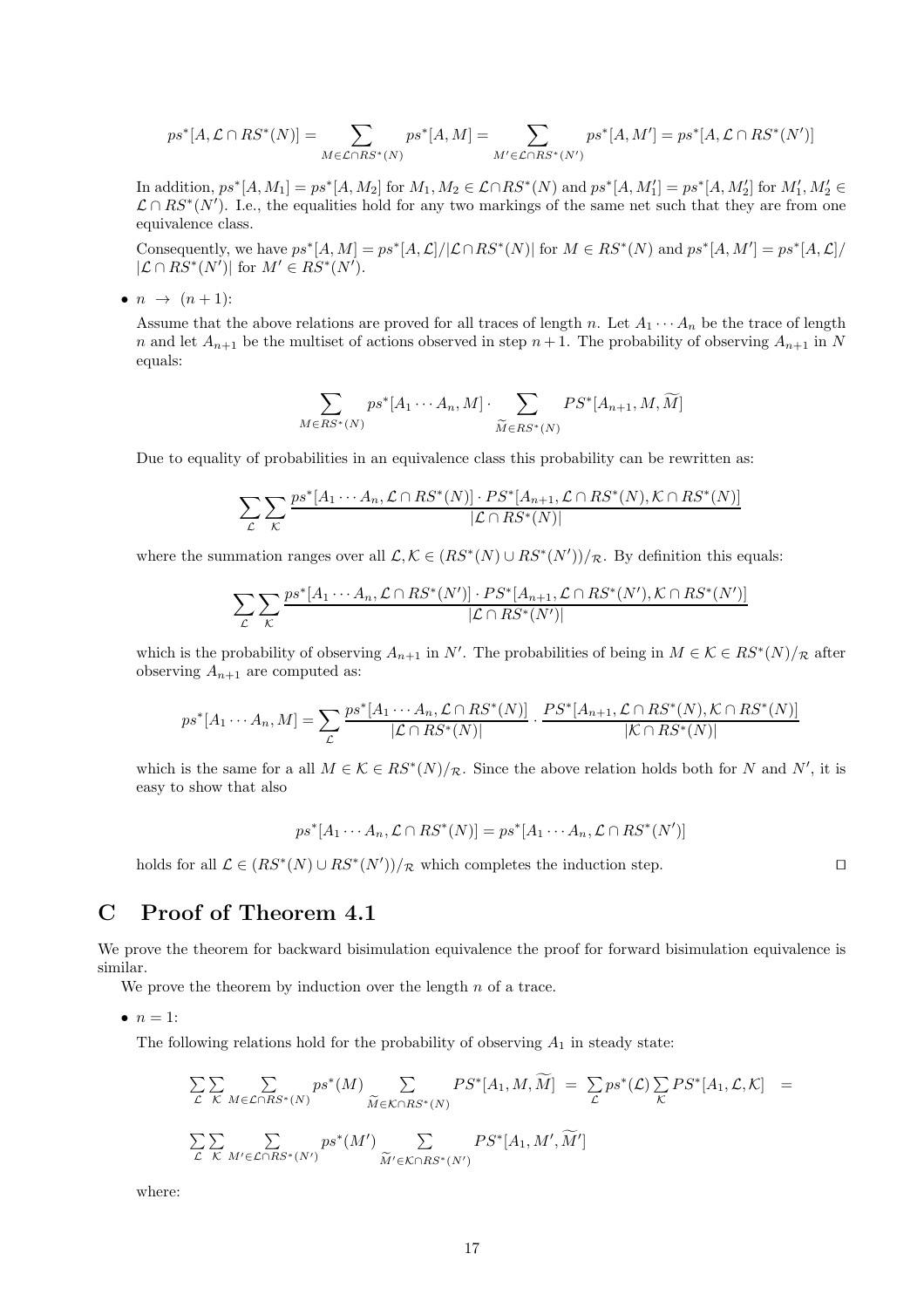$$ps^*[A, \mathcal{L} \cap RS^*(N)] = \sum_{M \in \mathcal{L} \cap RS^*(N)} ps^*[A, M] = \sum_{M' \in \mathcal{L} \cap RS^*(N')} ps^*[A, M'] = ps^*[A, \mathcal{L} \cap RS^*(N')]$$

In addition, $ps^*[A, M_1] = ps^*[A, M_2]$ for $M_1, M_2 \in \mathcal{L} \cap RS^*(N)$ and $ps^*[A, M_1'] = ps^*[A, M_2']$ for $M_1', M_2' \in \mathcal{L} \cap RS^*(N')$. I.e., the equalities hold for any two markings of the same net such that they are from one equivalence class.

Consequently, we have $ps^*[A, M] = ps^*[A, \mathcal{L}]/|\mathcal{L} \cap RS^*(N)|$ for $M \in RS^*(N)$ and $ps^*[A, M'] = ps^*[A, \mathcal{L}]/|\mathcal{L} \cap RS^*(N')|$ for $M' \in RS^*(N')$.

- $n \rightarrow (n+1)$:

  Assume that the above relations are proved for all traces of length $n$. Let $A_1 \cdots A_n$ be the trace of length $n$ and let $A_{n+1}$ be the multiset of actions observed in step $n+1$. The probability of observing $A_{n+1}$ in $N$ equals:

$$\sum_{M \in RS^*(N)} ps^*[A_1 \cdots A_n, M] \cdot \sum_{\widetilde{M} \in RS^*(N)} PS^*[A_{n+1}, M, \widetilde{M}]$$

  Due to equality of probabilities in an equivalence class this probability can be rewritten as:

$$\sum_{\mathcal{L}} \sum_{\mathcal{K}} \frac{ps^*[A_1 \cdots A_n, \mathcal{L} \cap RS^*(N)] \cdot PS^*[A_{n+1}, \mathcal{L} \cap RS^*(N), \mathcal{K} \cap RS^*(N)]}{|\mathcal{L} \cap RS^*(N)|}$$

  where the summation ranges over all $\mathcal{L}, \mathcal{K} \in (RS^*(N) \cup RS^*(N'))/_{\mathcal{R}}$. By definition this equals:

$$\sum_{\mathcal{L}} \sum_{\mathcal{K}} \frac{ps^*[A_1 \cdots A_n, \mathcal{L} \cap RS^*(N')] \cdot PS^*[A_{n+1}, \mathcal{L} \cap RS^*(N'), \mathcal{K} \cap RS^*(N')]}{|\mathcal{L} \cap RS^*(N')|}$$

  which is the probability of observing $A_{n+1}$ in $N'$. The probabilities of being in $M \in \mathcal{K} \in RS^*(N)/_{\mathcal{R}}$ after observing $A_{n+1}$ are computed as:

$$ps^*[A_1 \cdots A_n, M] = \sum_{\mathcal{L}} \frac{ps^*[A_1 \cdots A_n, \mathcal{L} \cap RS^*(N)]}{|\mathcal{L} \cap RS^*(N)|} \cdot \frac{PS^*[A_{n+1}, \mathcal{L} \cap RS^*(N), \mathcal{K} \cap RS^*(N)]}{|\mathcal{K} \cap RS^*(N)|}$$

  which is the same for a all $M \in \mathcal{K} \in RS^*(N)/_{\mathcal{R}}$. Since the above relation holds both for $N$ and $N'$, it is easy to show that also

$$ps^*[A_1 \cdots A_n, \mathcal{L} \cap RS^*(N)] = ps^*[A_1 \cdots A_n, \mathcal{L} \cap RS^*(N')]$$

  holds for all $\mathcal{L} \in (RS^*(N) \cup RS^*(N'))/_{\mathcal{R}}$ which completes the induction step. □

# C Proof of Theorem 4.1

We prove the theorem for backward bisimulation equivalence the proof for forward bisimulation equivalence is similar.

We prove the theorem by induction over the length $n$ of a trace.

- $n = 1$:

  The following relations hold for the probability of observing $A_1$ in steady state:

$$\sum_{\mathcal{L}} \sum_{\mathcal{K}} \sum_{M \in \mathcal{L} \cap RS^*(N)} ps^*(M) \sum_{\widetilde{M} \in \mathcal{K} \cap RS^*(N)} PS^*[A_1, M, \widetilde{M}] = \sum_{\mathcal{L}} ps^*(\mathcal{L}) \sum_{\mathcal{K}} PS^*[A_1, \mathcal{L}, \mathcal{K}] =$$

$$\sum_{\mathcal{L}} \sum_{\mathcal{K}} \sum_{M' \in \mathcal{L} \cap RS^*(N')} ps^*(M') \sum_{\widetilde{M}' \in \mathcal{K} \cap RS^*(N')} PS^*[A_1, M', \widetilde{M}']$$

  where: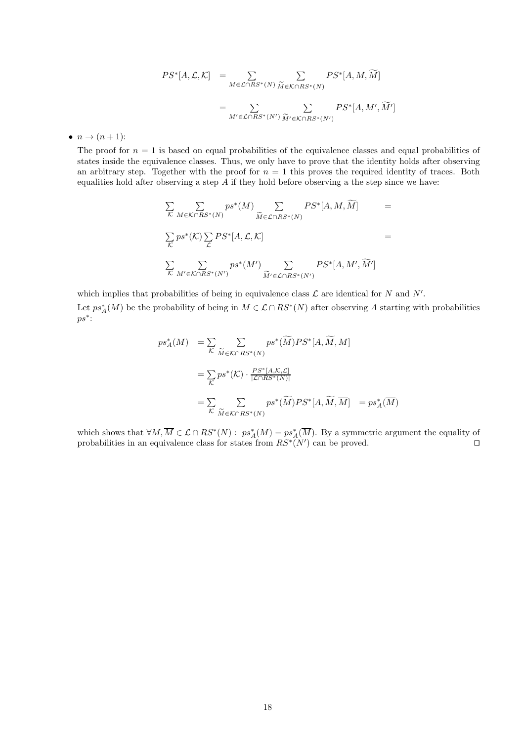$$
\begin{aligned}
PS^*[A,\mathcal{L},\mathcal{K}] &= \sum_{M\in\mathcal{L}\cap RS^*(N)} \sum_{\widetilde{M}\in\mathcal{K}\cap RS^*(N)} PS^*[A,M,\widetilde{M}] \\
&= \sum_{M'\in\mathcal{L}\cap RS^*(N')} \sum_{\widetilde{M}'\in\mathcal{K}\cap RS^*(N')} PS^*[A,M',\widetilde{M}']
\end{aligned}
$$

- $n \to (n+1)$:

  The proof for $n = 1$ is based on equal probabilities of the equivalence classes and equal probabilities of states inside the equivalence classes. Thus, we only have to prove that the identity holds after observing an arbitrary step. Together with the proof for $n = 1$ this proves the required identity of traces. Both equalities hold after observing a step $A$ if they hold before observing a the step since we have:

$$
\begin{aligned}
&\sum_{\mathcal{K}} \sum_{M\in\mathcal{K}\cap RS^*(N)} ps^*(M) \sum_{\widetilde{M}\in\mathcal{L}\cap RS^*(N)} PS^*[A,M,\widetilde{M}] &= \\
&\sum_{\mathcal{K}} ps^*(\mathcal{K}) \sum_{\mathcal{L}} PS^*[A,\mathcal{L},\mathcal{K}] &= \\
&\sum_{\mathcal{K}} \sum_{M'\in\mathcal{K}\cap RS^*(N')} ps^*(M') \sum_{\widetilde{M}'\in\mathcal{L}\cap RS^*(N')} PS^*[A,M',\widetilde{M}']
\end{aligned}
$$

  which implies that probabilities of being in equivalence class $\mathcal{L}$ are identical for $N$ and $N'$.

  Let $ps^*_A(M)$ be the probability of being in $M \in \mathcal{L} \cap RS^*(N)$ after observing $A$ starting with probabilities $ps^*$:

$$
\begin{aligned}
ps^*_A(M) &= \sum_{\mathcal{K}} \sum_{\widetilde{M}\in\mathcal{K}\cap RS^*(N)} ps^*(\widetilde{M}) PS^*[A,\widetilde{M},M] \\
&= \sum_{\mathcal{K}} ps^*(\mathcal{K}) \cdot \frac{PS^*[A,\mathcal{K},\mathcal{L}]}{|\mathcal{L}\cap RS^*(N)|} \\
&= \sum_{\mathcal{K}} \sum_{\widetilde{M}\in\mathcal{K}\cap RS^*(N)} ps^*(\widetilde{M}) PS^*[A,\widetilde{M},\overline{M}] \quad = ps^*_A(\overline{M})
\end{aligned}
$$

  which shows that $\forall M, \overline{M} \in \mathcal{L} \cap RS^*(N) :\ ps^*_A(M) = ps^*_A(\overline{M})$. By a symmetric argument the equality of probabilities in an equivalence class for states from $RS^*(N')$ can be proved. $\square$